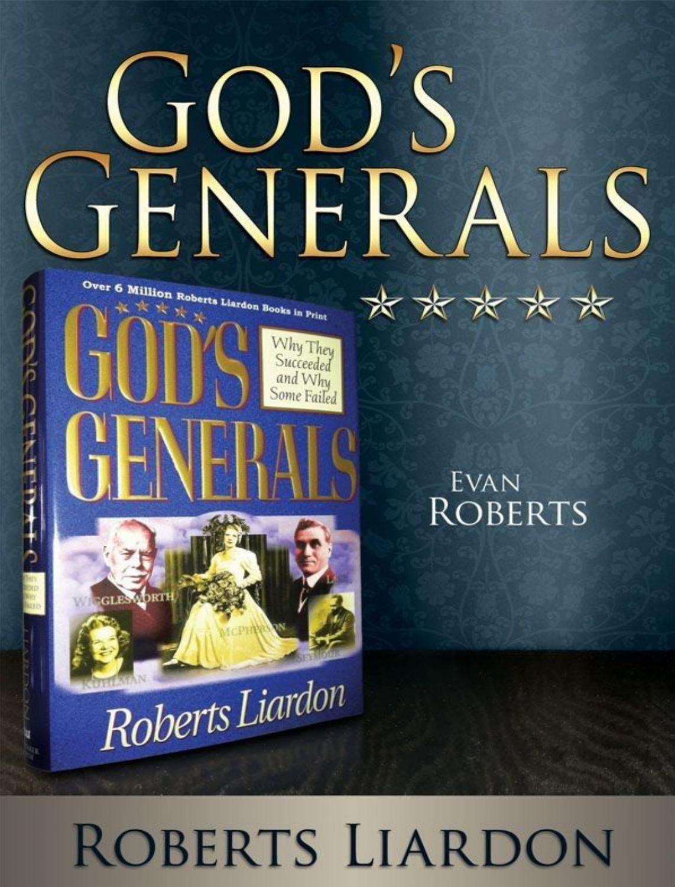# God's Generals

★★★★★

Evan Roberts

Roberts Liardon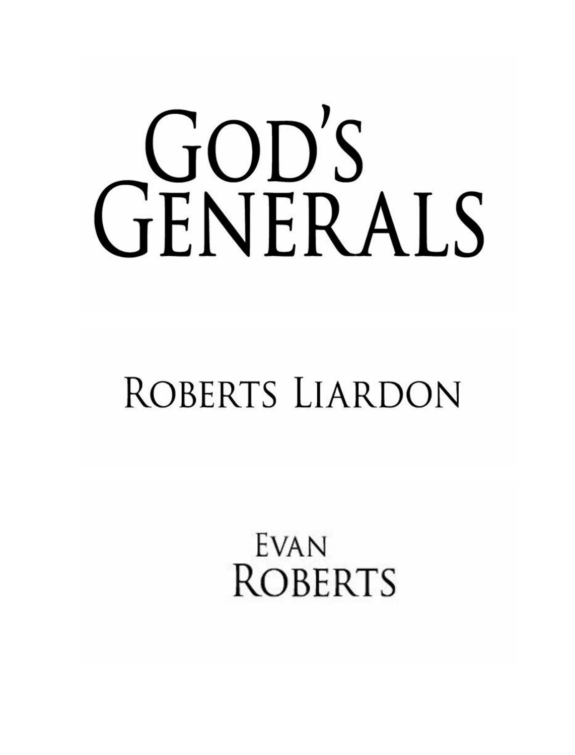# GOD'S GENERALS

ROBERTS LIARDON

## EVAN ROBERTS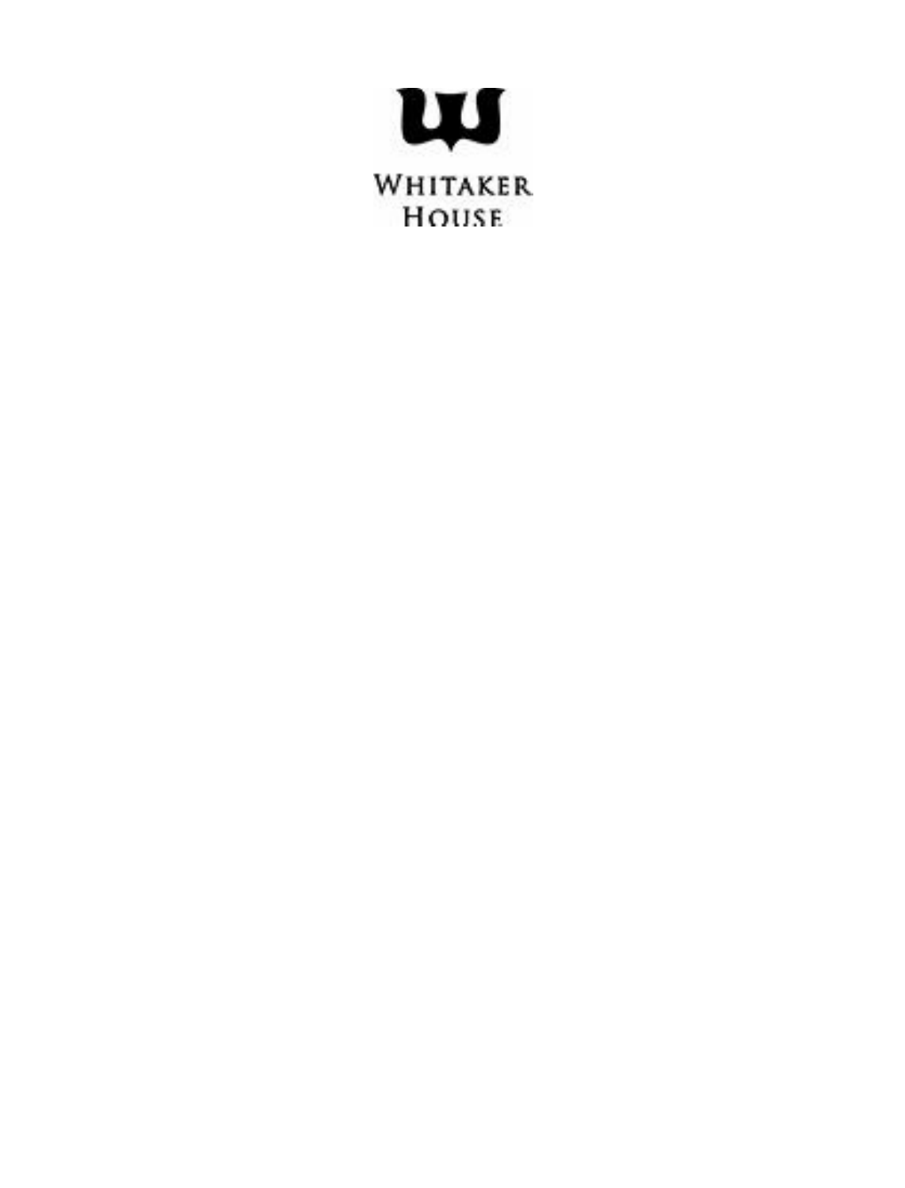WHITAKER HOUSE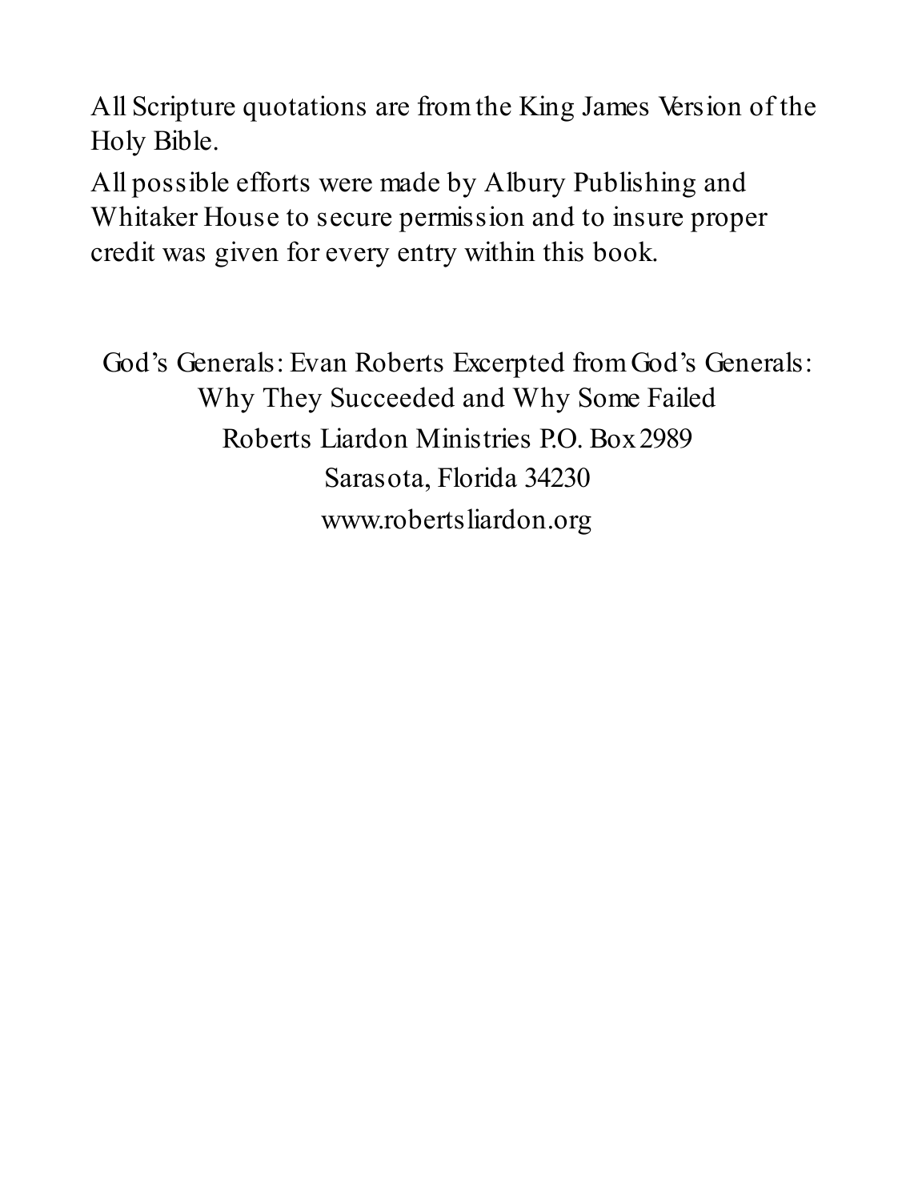All Scripture quotations are from the King James Version of the Holy Bible.

All possible efforts were made by Albury Publishing and Whitaker House to secure permission and to insure proper credit was given for every entry within this book.

God's Generals: Evan Roberts Excerpted from God's Generals: Why They Succeeded and Why Some Failed

Roberts Liardon Ministries P.O. Box 2989

Sarasota, Florida 34230

www.robertsliardon.org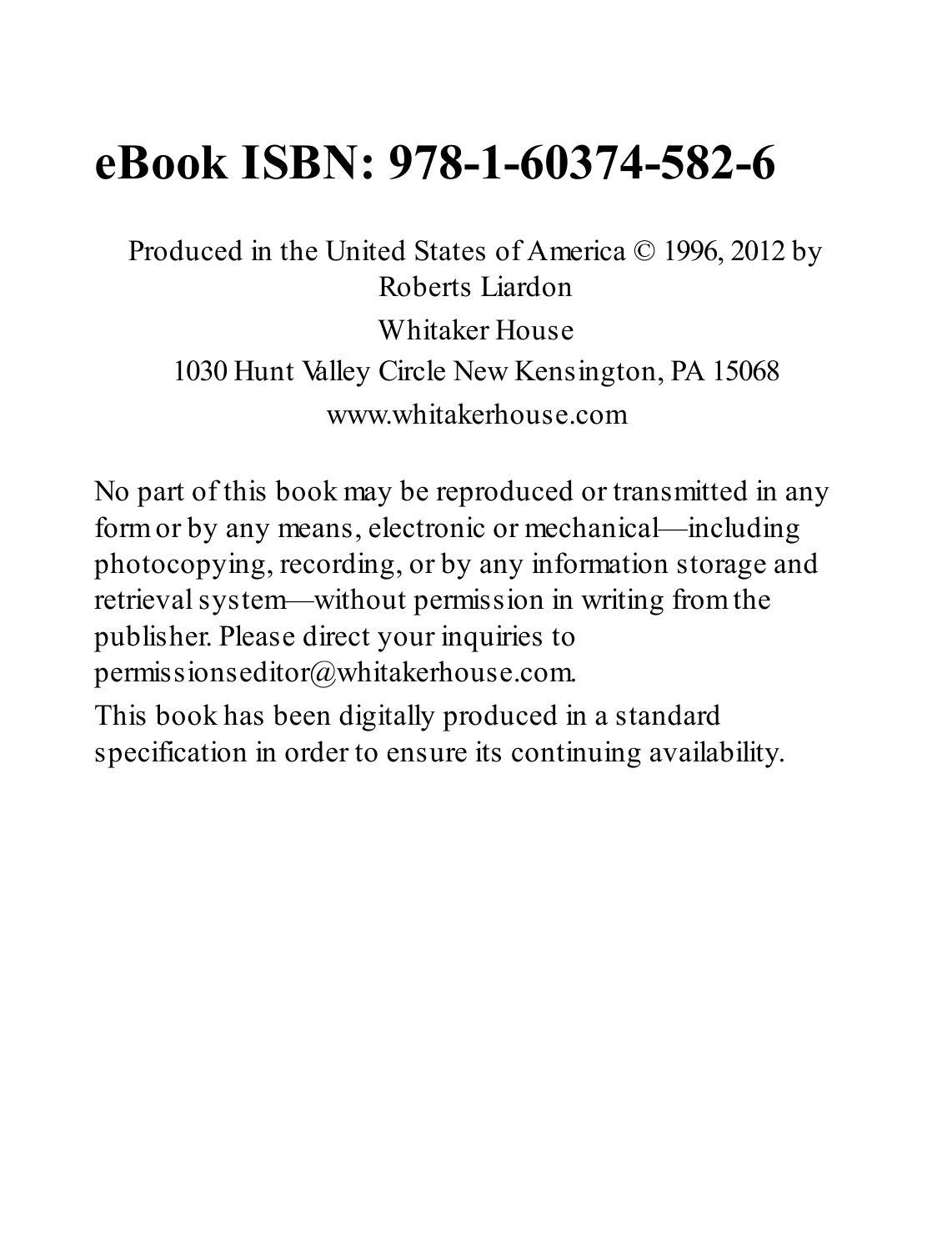# eBook ISBN: 978-1-60374-582-6

Produced in the United States of America © 1996, 2012 by Roberts Liardon

Whitaker House

1030 Hunt Valley Circle New Kensington, PA 15068

www.whitakerhouse.com

No part of this book may be reproduced or transmitted in any form or by any means, electronic or mechanical—including photocopying, recording, or by any information storage and retrieval system—without permission in writing from the publisher. Please direct your inquiries to permissionseditor@whitakerhouse.com.

This book has been digitally produced in a standard specification in order to ensure its continuing availability.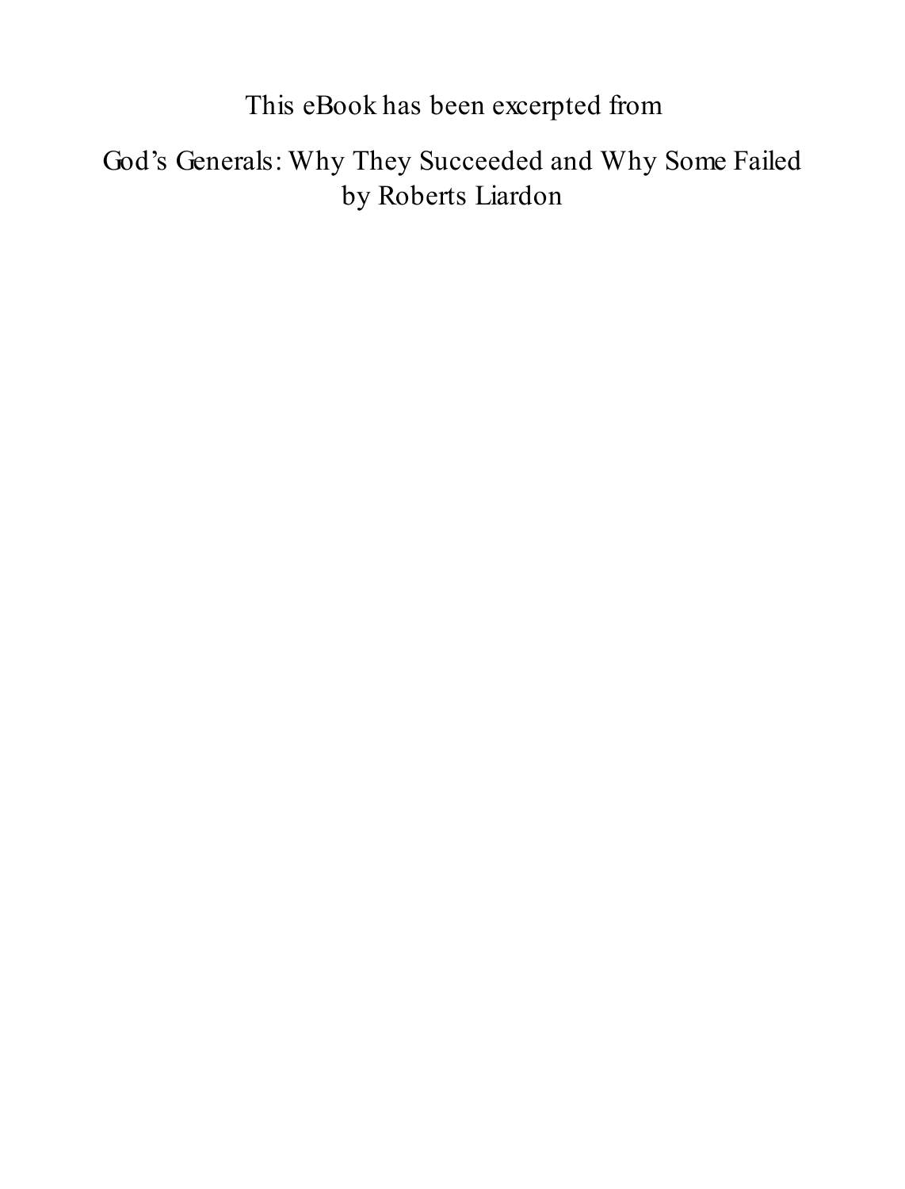This eBook has been excerpted from

God’s Generals: Why They Succeeded and Why Some Failed
by Roberts Liardon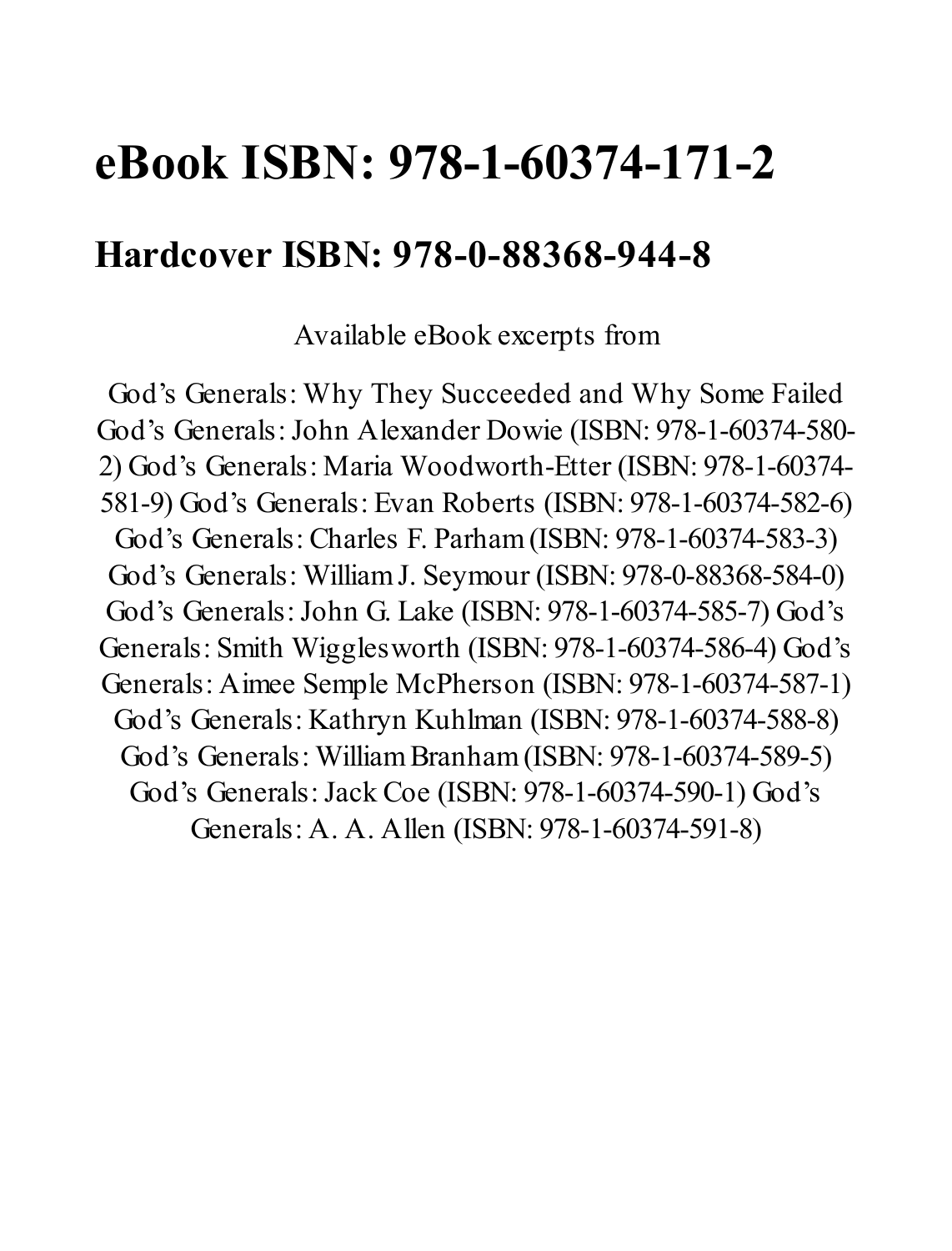# eBook ISBN: 978-1-60374-171-2

## Hardcover ISBN: 978-0-88368-944-8

Available eBook excerpts from

God's Generals: Why They Succeeded and Why Some Failed God's Generals: John Alexander Dowie (ISBN: 978-1-60374-580-2) God's Generals: Maria Woodworth-Etter (ISBN: 978-1-60374-581-9) God's Generals: Evan Roberts (ISBN: 978-1-60374-582-6) God's Generals: Charles F. Parham (ISBN: 978-1-60374-583-3) God's Generals: William J. Seymour (ISBN: 978-0-88368-584-0) God's Generals: John G. Lake (ISBN: 978-1-60374-585-7) God's Generals: Smith Wigglesworth (ISBN: 978-1-60374-586-4) God's Generals: Aimee Semple McPherson (ISBN: 978-1-60374-587-1) God's Generals: Kathryn Kuhlman (ISBN: 978-1-60374-588-8) God's Generals: William Branham (ISBN: 978-1-60374-589-5) God's Generals: Jack Coe (ISBN: 978-1-60374-590-1) God's Generals: A. A. Allen (ISBN: 978-1-60374-591-8)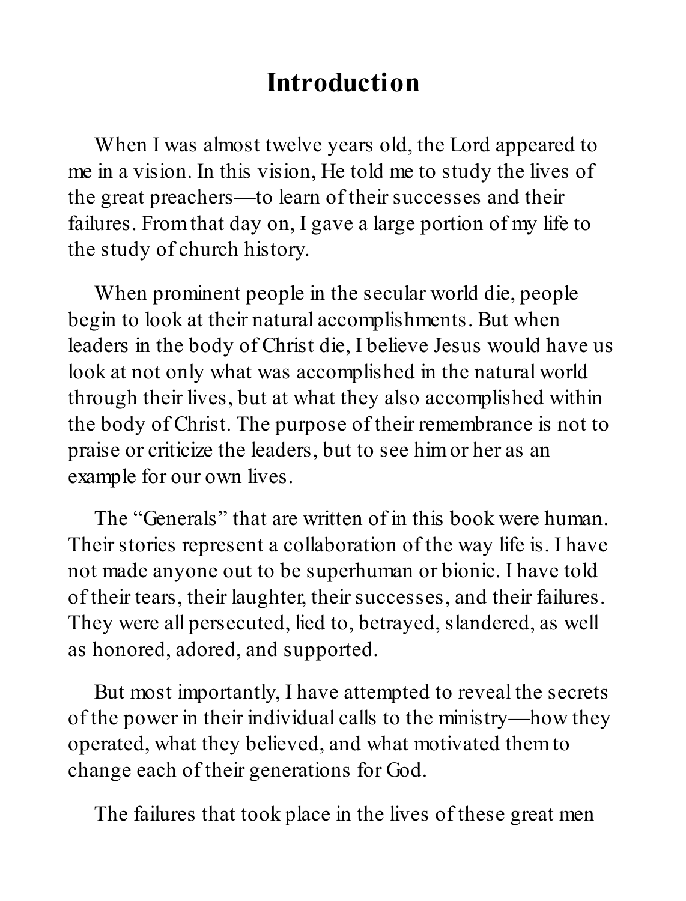# Introduction

When I was almost twelve years old, the Lord appeared to me in a vision. In this vision, He told me to study the lives of the great preachers—to learn of their successes and their failures. From that day on, I gave a large portion of my life to the study of church history.

When prominent people in the secular world die, people begin to look at their natural accomplishments. But when leaders in the body of Christ die, I believe Jesus would have us look at not only what was accomplished in the natural world through their lives, but at what they also accomplished within the body of Christ. The purpose of their remembrance is not to praise or criticize the leaders, but to see him or her as an example for our own lives.

The "Generals" that are written of in this book were human. Their stories represent a collaboration of the way life is. I have not made anyone out to be superhuman or bionic. I have told of their tears, their laughter, their successes, and their failures. They were all persecuted, lied to, betrayed, slandered, as well as honored, adored, and supported.

But most importantly, I have attempted to reveal the secrets of the power in their individual calls to the ministry—how they operated, what they believed, and what motivated them to change each of their generations for God.

The failures that took place in the lives of these great men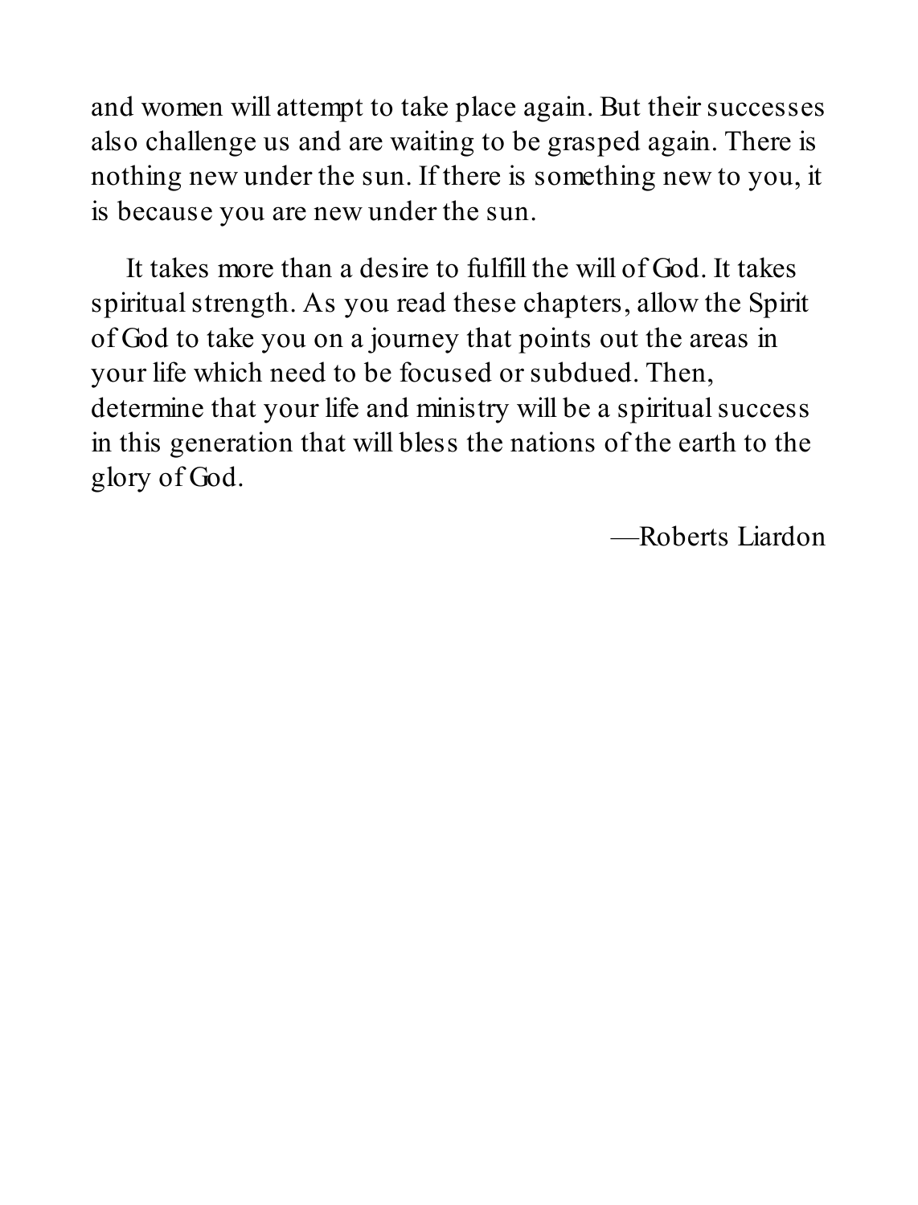and women will attempt to take place again. But their successes also challenge us and are waiting to be grasped again. There is nothing new under the sun. If there is something new to you, it is because you are new under the sun.

It takes more than a desire to fulfill the will of God. It takes spiritual strength. As you read these chapters, allow the Spirit of God to take you on a journey that points out the areas in your life which need to be focused or subdued. Then, determine that your life and ministry will be a spiritual success in this generation that will bless the nations of the earth to the glory of God.

—Roberts Liardon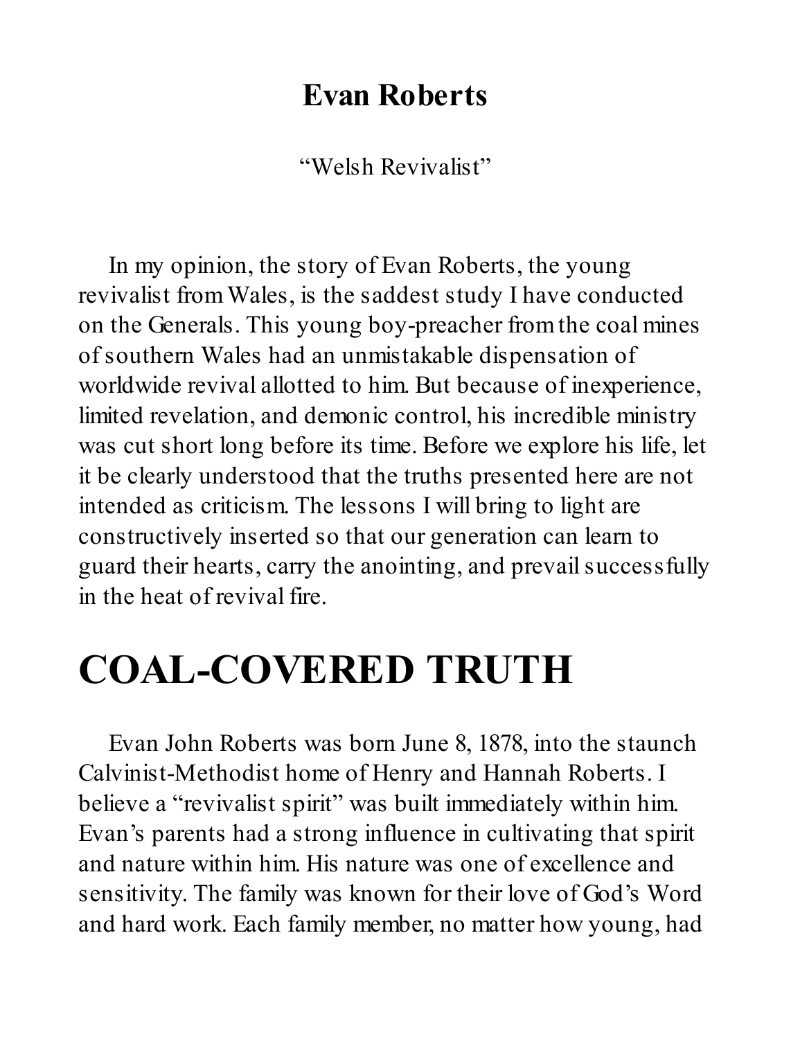## Evan Roberts

"Welsh Revivalist"

In my opinion, the story of Evan Roberts, the young revivalist from Wales, is the saddest study I have conducted on the Generals. This young boy-preacher from the coal mines of southern Wales had an unmistakable dispensation of worldwide revival allotted to him. But because of inexperience, limited revelation, and demonic control, his incredible ministry was cut short long before its time. Before we explore his life, let it be clearly understood that the truths presented here are not intended as criticism. The lessons I will bring to light are constructively inserted so that our generation can learn to guard their hearts, carry the anointing, and prevail successfully in the heat of revival fire.

# COAL-COVERED TRUTH

Evan John Roberts was born June 8, 1878, into the staunch Calvinist-Methodist home of Henry and Hannah Roberts. I believe a "revivalist spirit" was built immediately within him. Evan's parents had a strong influence in cultivating that spirit and nature within him. His nature was one of excellence and sensitivity. The family was known for their love of God's Word and hard work. Each family member, no matter how young, had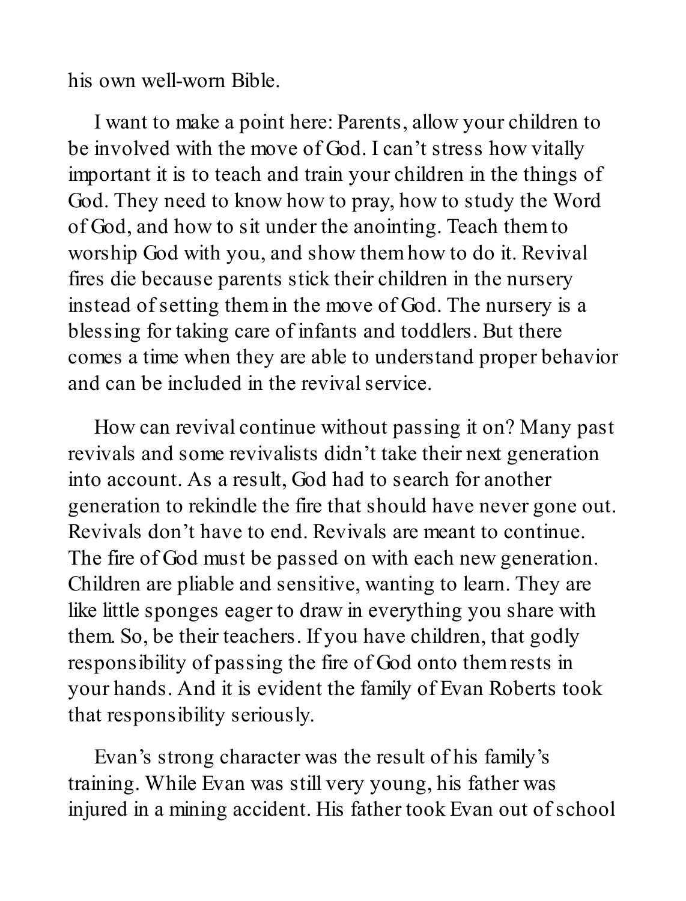his own well-worn Bible.

I want to make a point here: Parents, allow your children to be involved with the move of God. I can't stress how vitally important it is to teach and train your children in the things of God. They need to know how to pray, how to study the Word of God, and how to sit under the anointing. Teach them to worship God with you, and show them how to do it. Revival fires die because parents stick their children in the nursery instead of setting them in the move of God. The nursery is a blessing for taking care of infants and toddlers. But there comes a time when they are able to understand proper behavior and can be included in the revival service.

How can revival continue without passing it on? Many past revivals and some revivalists didn't take their next generation into account. As a result, God had to search for another generation to rekindle the fire that should have never gone out. Revivals don't have to end. Revivals are meant to continue. The fire of God must be passed on with each new generation. Children are pliable and sensitive, wanting to learn. They are like little sponges eager to draw in everything you share with them. So, be their teachers. If you have children, that godly responsibility of passing the fire of God onto them rests in your hands. And it is evident the family of Evan Roberts took that responsibility seriously.

Evan's strong character was the result of his family's training. While Evan was still very young, his father was injured in a mining accident. His father took Evan out of school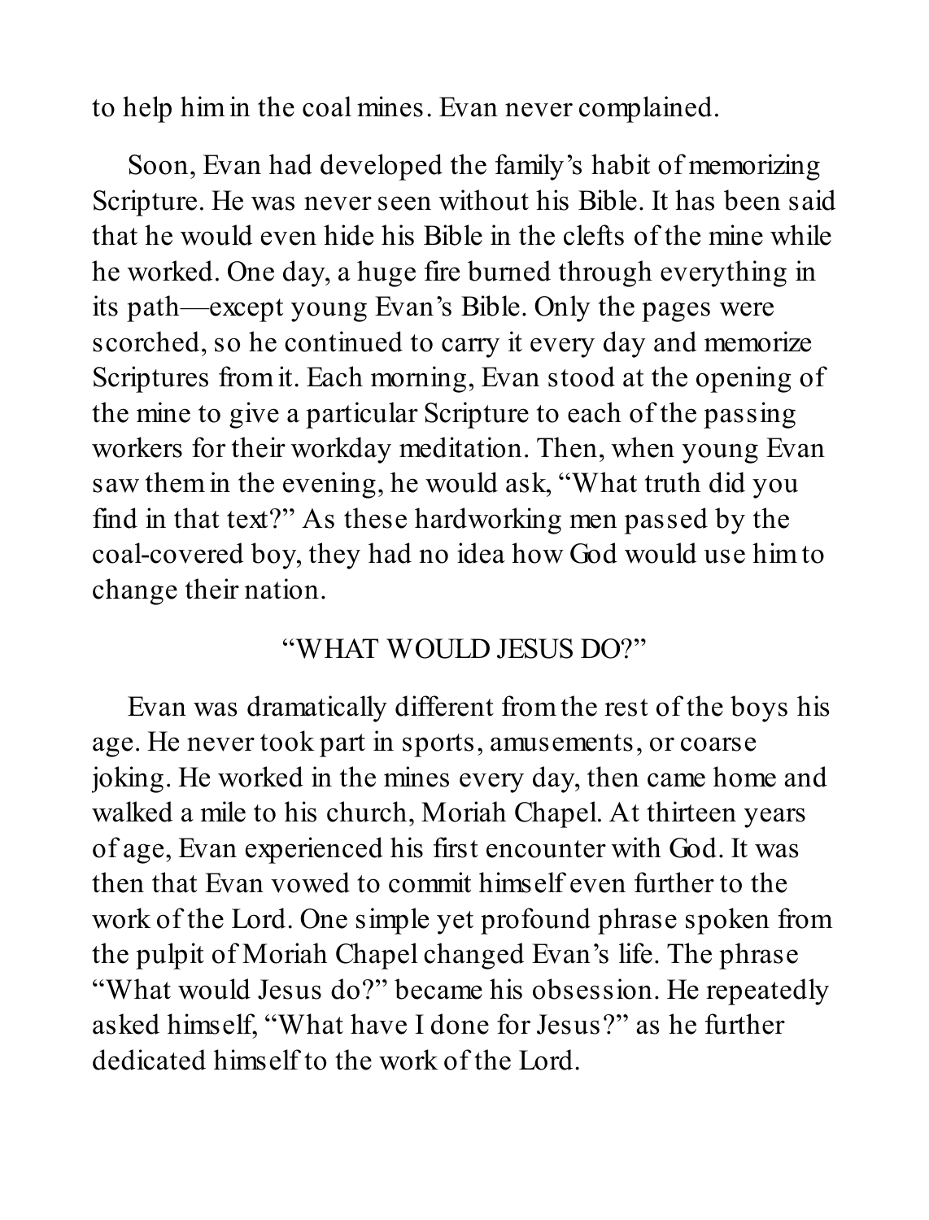to help him in the coal mines. Evan never complained.

Soon, Evan had developed the family's habit of memorizing Scripture. He was never seen without his Bible. It has been said that he would even hide his Bible in the clefts of the mine while he worked. One day, a huge fire burned through everything in its path—except young Evan's Bible. Only the pages were scorched, so he continued to carry it every day and memorize Scriptures from it. Each morning, Evan stood at the opening of the mine to give a particular Scripture to each of the passing workers for their workday meditation. Then, when young Evan saw them in the evening, he would ask, "What truth did you find in that text?" As these hardworking men passed by the coal-covered boy, they had no idea how God would use him to change their nation.

## "WHAT WOULD JESUS DO?"

Evan was dramatically different from the rest of the boys his age. He never took part in sports, amusements, or coarse joking. He worked in the mines every day, then came home and walked a mile to his church, Moriah Chapel. At thirteen years of age, Evan experienced his first encounter with God. It was then that Evan vowed to commit himself even further to the work of the Lord. One simple yet profound phrase spoken from the pulpit of Moriah Chapel changed Evan's life. The phrase "What would Jesus do?" became his obsession. He repeatedly asked himself, "What have I done for Jesus?" as he further dedicated himself to the work of the Lord.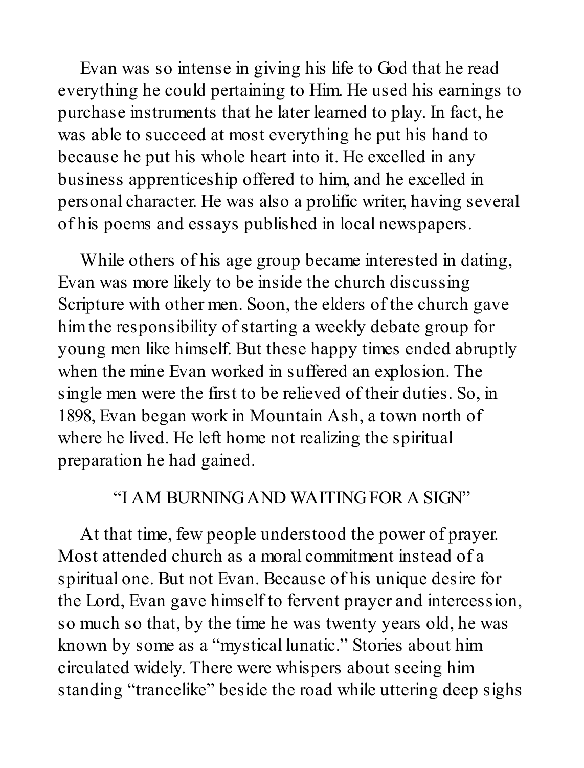Evan was so intense in giving his life to God that he read everything he could pertaining to Him. He used his earnings to purchase instruments that he later learned to play. In fact, he was able to succeed at most everything he put his hand to because he put his whole heart into it. He excelled in any business apprenticeship offered to him, and he excelled in personal character. He was also a prolific writer, having several of his poems and essays published in local newspapers.

While others of his age group became interested in dating, Evan was more likely to be inside the church discussing Scripture with other men. Soon, the elders of the church gave him the responsibility of starting a weekly debate group for young men like himself. But these happy times ended abruptly when the mine Evan worked in suffered an explosion. The single men were the first to be relieved of their duties. So, in 1898, Evan began work in Mountain Ash, a town north of where he lived. He left home not realizing the spiritual preparation he had gained.

## "I AM BURNING AND WAITING FOR A SIGN"

At that time, few people understood the power of prayer. Most attended church as a moral commitment instead of a spiritual one. But not Evan. Because of his unique desire for the Lord, Evan gave himself to fervent prayer and intercession, so much so that, by the time he was twenty years old, he was known by some as a "mystical lunatic." Stories about him circulated widely. There were whispers about seeing him standing "trancelike" beside the road while uttering deep sighs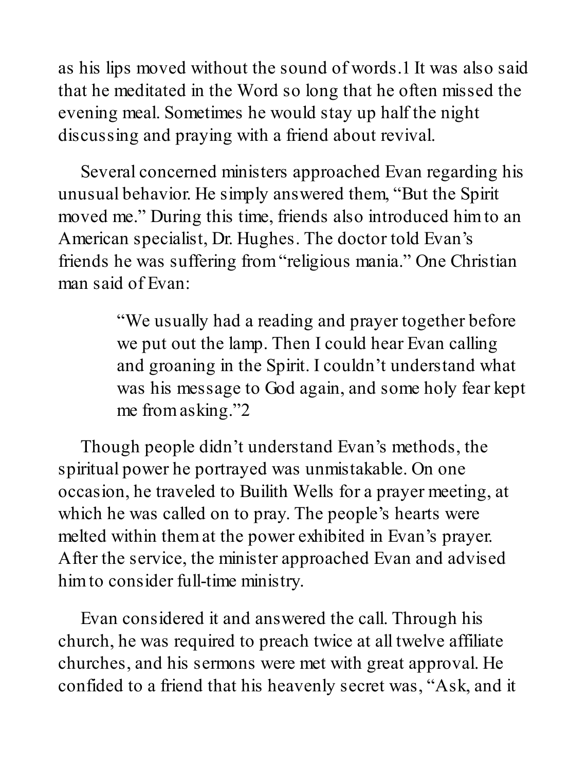as his lips moved without the sound of words.[1] It was also said that he meditated in the Word so long that he often missed the evening meal. Sometimes he would stay up half the night discussing and praying with a friend about revival.

Several concerned ministers approached Evan regarding his unusual behavior. He simply answered them, “But the Spirit moved me.” During this time, friends also introduced him to an American specialist, Dr. Hughes. The doctor told Evan’s friends he was suffering from “religious mania.” One Christian man said of Evan:

> “We usually had a reading and prayer together before we put out the lamp. Then I could hear Evan calling and groaning in the Spirit. I couldn’t understand what was his message to God again, and some holy fear kept me from asking.”[2]

Though people didn’t understand Evan’s methods, the spiritual power he portrayed was unmistakable. On one occasion, he traveled to Builith Wells for a prayer meeting, at which he was called on to pray. The people’s hearts were melted within them at the power exhibited in Evan’s prayer. After the service, the minister approached Evan and advised him to consider full-time ministry.

Evan considered it and answered the call. Through his church, he was required to preach twice at all twelve affiliate churches, and his sermons were met with great approval. He confided to a friend that his heavenly secret was, “Ask, and it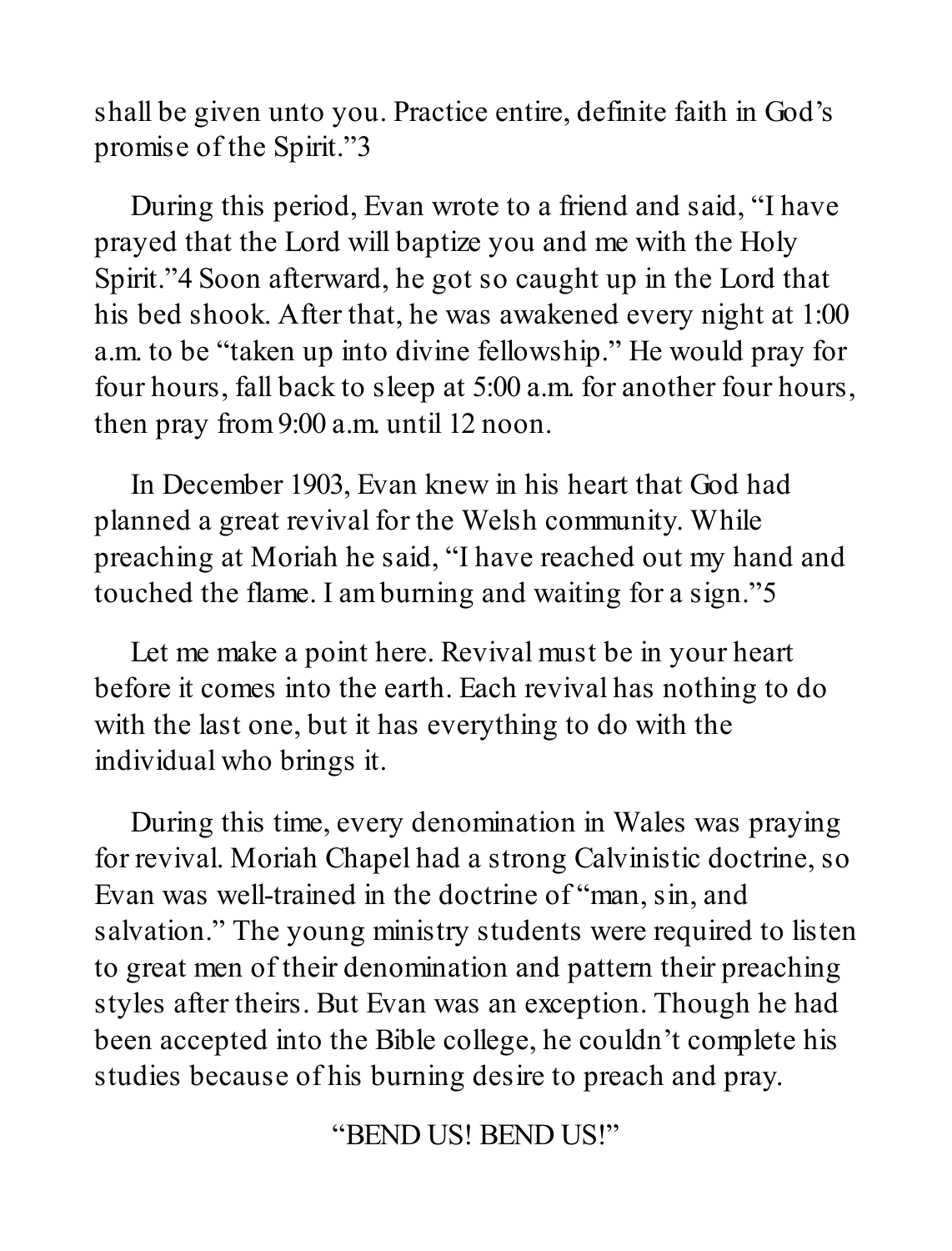shall be given unto you. Practice entire, definite faith in God's promise of the Spirit."[3]

During this period, Evan wrote to a friend and said, "I have prayed that the Lord will baptize you and me with the Holy Spirit."[4] Soon afterward, he got so caught up in the Lord that his bed shook. After that, he was awakened every night at 1:00 a.m. to be "taken up into divine fellowship." He would pray for four hours, fall back to sleep at 5:00 a.m. for another four hours, then pray from 9:00 a.m. until 12 noon.

In December 1903, Evan knew in his heart that God had planned a great revival for the Welsh community. While preaching at Moriah he said, "I have reached out my hand and touched the flame. I am burning and waiting for a sign."[5]

Let me make a point here. Revival must be in your heart before it comes into the earth. Each revival has nothing to do with the last one, but it has everything to do with the individual who brings it.

During this time, every denomination in Wales was praying for revival. Moriah Chapel had a strong Calvinistic doctrine, so Evan was well-trained in the doctrine of "man, sin, and salvation." The young ministry students were required to listen to great men of their denomination and pattern their preaching styles after theirs. But Evan was an exception. Though he had been accepted into the Bible college, he couldn't complete his studies because of his burning desire to preach and pray.

## "BEND US! BEND US!"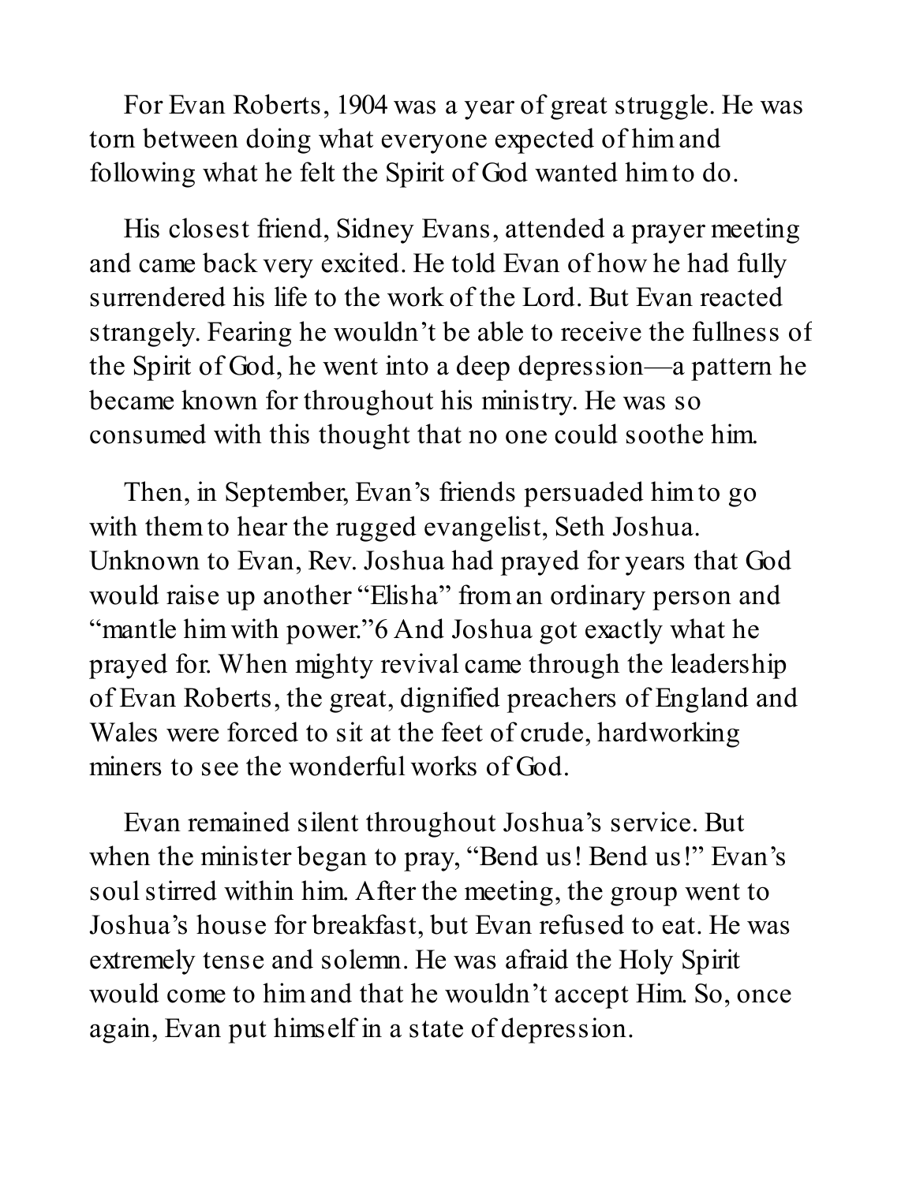For Evan Roberts, 1904 was a year of great struggle. He was torn between doing what everyone expected of him and following what he felt the Spirit of God wanted him to do.

His closest friend, Sidney Evans, attended a prayer meeting and came back very excited. He told Evan of how he had fully surrendered his life to the work of the Lord. But Evan reacted strangely. Fearing he wouldn't be able to receive the fullness of the Spirit of God, he went into a deep depression—a pattern he became known for throughout his ministry. He was so consumed with this thought that no one could soothe him.

Then, in September, Evan's friends persuaded him to go with them to hear the rugged evangelist, Seth Joshua. Unknown to Evan, Rev. Joshua had prayed for years that God would raise up another "Elisha" from an ordinary person and "mantle him with power."[6] And Joshua got exactly what he prayed for. When mighty revival came through the leadership of Evan Roberts, the great, dignified preachers of England and Wales were forced to sit at the feet of crude, hardworking miners to see the wonderful works of God.

Evan remained silent throughout Joshua's service. But when the minister began to pray, "Bend us! Bend us!" Evan's soul stirred within him. After the meeting, the group went to Joshua's house for breakfast, but Evan refused to eat. He was extremely tense and solemn. He was afraid the Holy Spirit would come to him and that he wouldn't accept Him. So, once again, Evan put himself in a state of depression.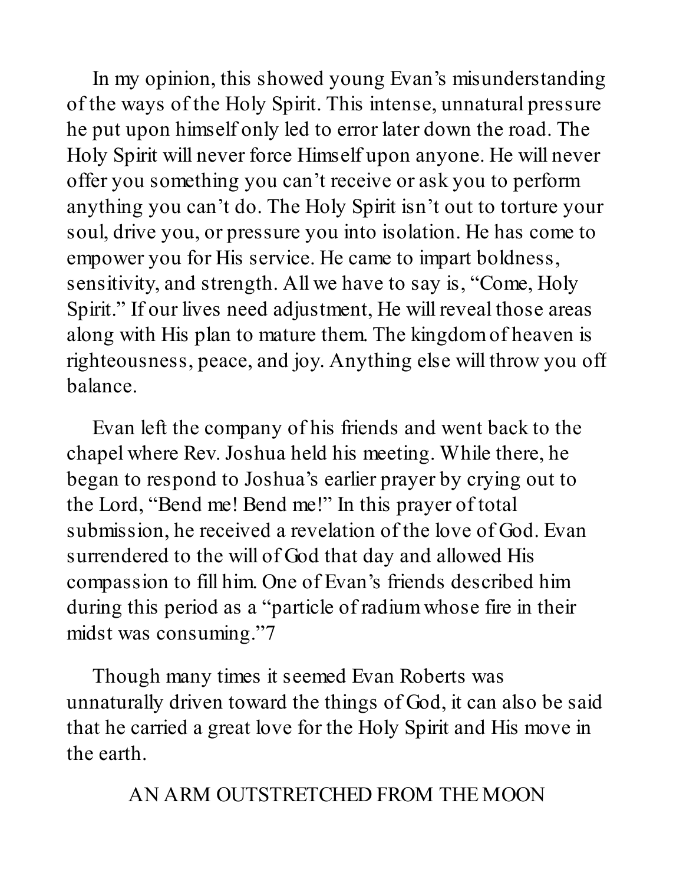In my opinion, this showed young Evan's misunderstanding of the ways of the Holy Spirit. This intense, unnatural pressure he put upon himself only led to error later down the road. The Holy Spirit will never force Himself upon anyone. He will never offer you something you can't receive or ask you to perform anything you can't do. The Holy Spirit isn't out to torture your soul, drive you, or pressure you into isolation. He has come to empower you for His service. He came to impart boldness, sensitivity, and strength. All we have to say is, "Come, Holy Spirit." If our lives need adjustment, He will reveal those areas along with His plan to mature them. The kingdom of heaven is righteousness, peace, and joy. Anything else will throw you off balance.

Evan left the company of his friends and went back to the chapel where Rev. Joshua held his meeting. While there, he began to respond to Joshua's earlier prayer by crying out to the Lord, "Bend me! Bend me!" In this prayer of total submission, he received a revelation of the love of God. Evan surrendered to the will of God that day and allowed His compassion to fill him. One of Evan's friends described him during this period as a "particle of radium whose fire in their midst was consuming."[7]

Though many times it seemed Evan Roberts was unnaturally driven toward the things of God, it can also be said that he carried a great love for the Holy Spirit and His move in the earth.

## AN ARM OUTSTRETCHED FROM THE MOON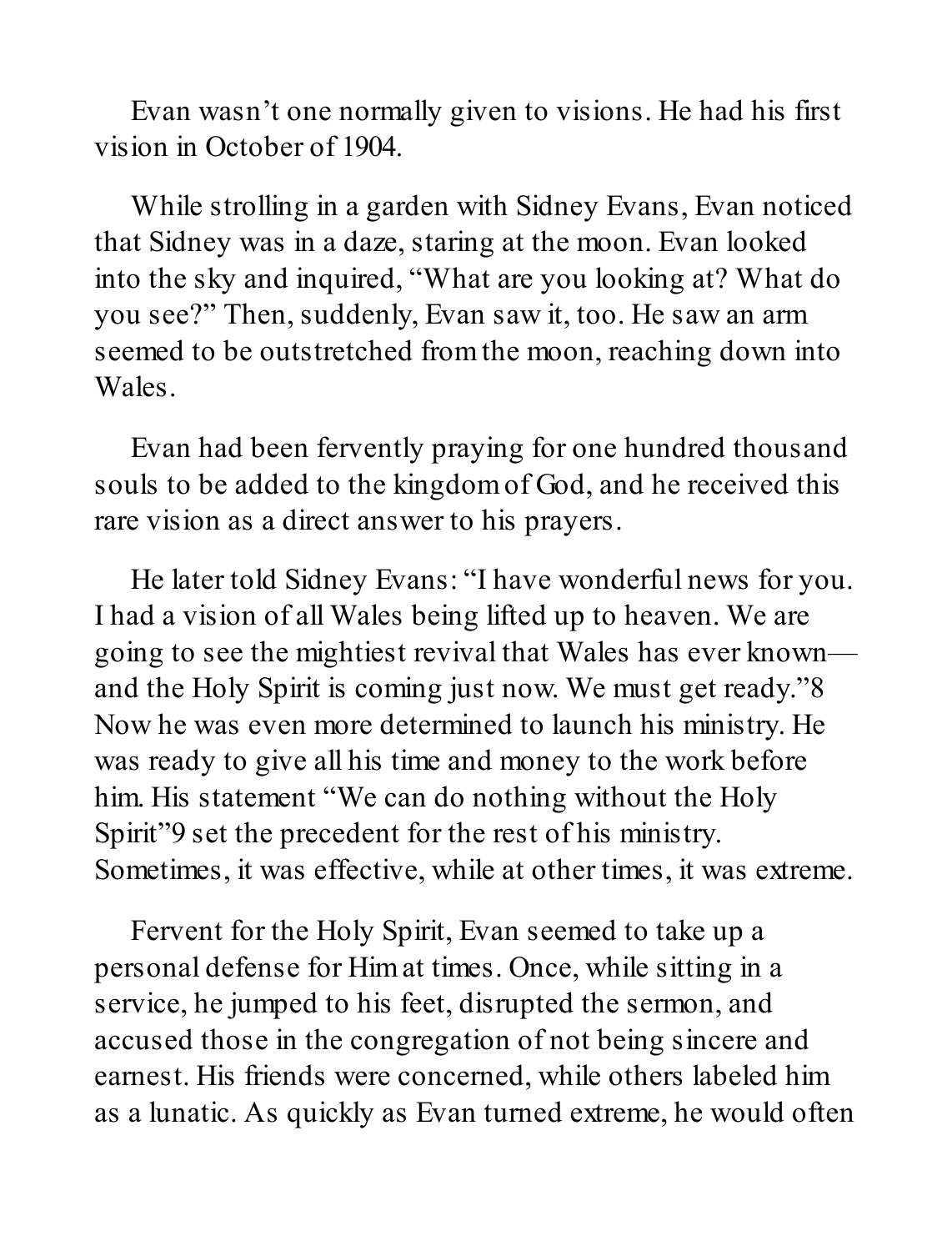Evan wasn't one normally given to visions. He had his first vision in October of 1904.

While strolling in a garden with Sidney Evans, Evan noticed that Sidney was in a daze, staring at the moon. Evan looked into the sky and inquired, "What are you looking at? What do you see?" Then, suddenly, Evan saw it, too. He saw an arm seemed to be outstretched from the moon, reaching down into Wales.

Evan had been fervently praying for one hundred thousand souls to be added to the kingdom of God, and he received this rare vision as a direct answer to his prayers.

He later told Sidney Evans: "I have wonderful news for you. I had a vision of all Wales being lifted up to heaven. We are going to see the mightiest revival that Wales has ever known—and the Holy Spirit is coming just now. We must get ready."[8] Now he was even more determined to launch his ministry. He was ready to give all his time and money to the work before him. His statement "We can do nothing without the Holy Spirit"[9] set the precedent for the rest of his ministry. Sometimes, it was effective, while at other times, it was extreme.

Fervent for the Holy Spirit, Evan seemed to take up a personal defense for Him at times. Once, while sitting in a service, he jumped to his feet, disrupted the sermon, and accused those in the congregation of not being sincere and earnest. His friends were concerned, while others labeled him as a lunatic. As quickly as Evan turned extreme, he would often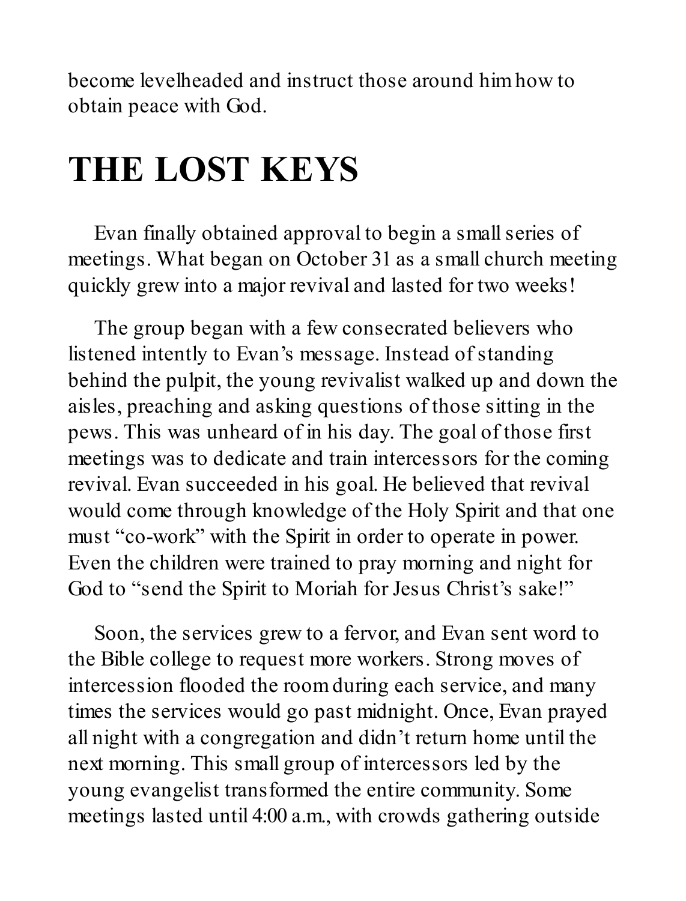become levelheaded and instruct those around him how to obtain peace with God.

# THE LOST KEYS

Evan finally obtained approval to begin a small series of meetings. What began on October 31 as a small church meeting quickly grew into a major revival and lasted for two weeks!

The group began with a few consecrated believers who listened intently to Evan's message. Instead of standing behind the pulpit, the young revivalist walked up and down the aisles, preaching and asking questions of those sitting in the pews. This was unheard of in his day. The goal of those first meetings was to dedicate and train intercessors for the coming revival. Evan succeeded in his goal. He believed that revival would come through knowledge of the Holy Spirit and that one must "co-work" with the Spirit in order to operate in power. Even the children were trained to pray morning and night for God to "send the Spirit to Moriah for Jesus Christ's sake!"

Soon, the services grew to a fervor, and Evan sent word to the Bible college to request more workers. Strong moves of intercession flooded the room during each service, and many times the services would go past midnight. Once, Evan prayed all night with a congregation and didn't return home until the next morning. This small group of intercessors led by the young evangelist transformed the entire community. Some meetings lasted until 4:00 a.m., with crowds gathering outside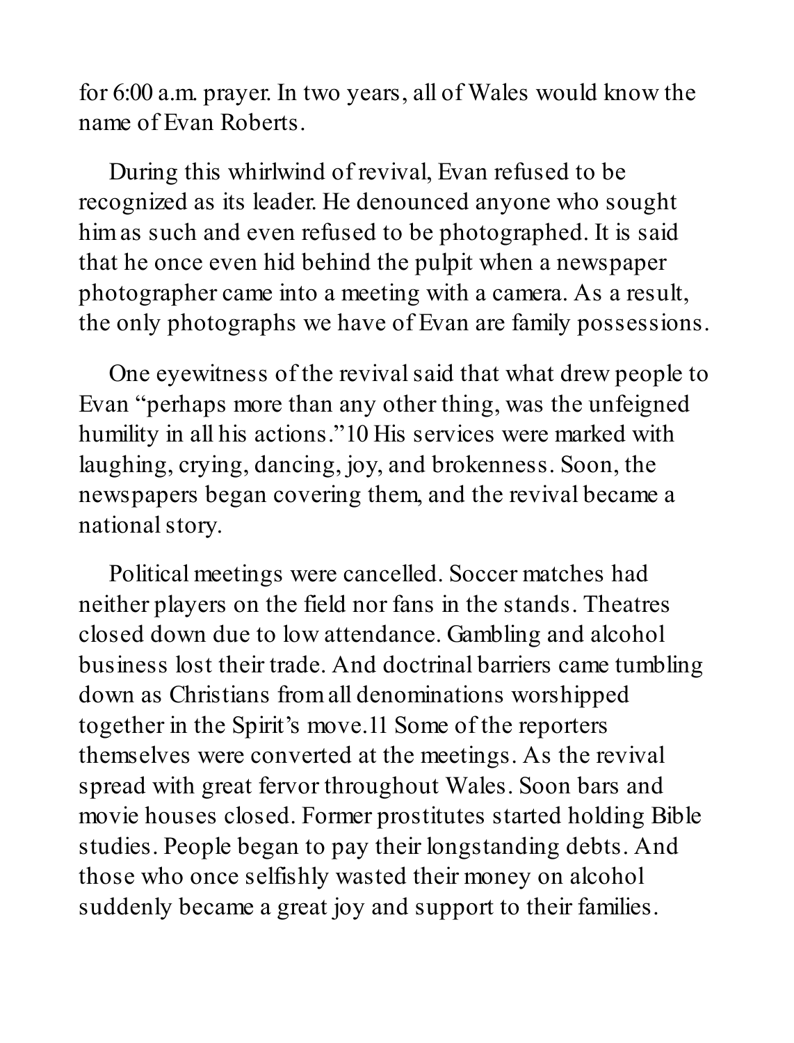for 6:00 a.m. prayer. In two years, all of Wales would know the name of Evan Roberts.

During this whirlwind of revival, Evan refused to be recognized as its leader. He denounced anyone who sought him as such and even refused to be photographed. It is said that he once even hid behind the pulpit when a newspaper photographer came into a meeting with a camera. As a result, the only photographs we have of Evan are family possessions.

One eyewitness of the revival said that what drew people to Evan "perhaps more than any other thing, was the unfeigned humility in all his actions."10 His services were marked with laughing, crying, dancing, joy, and brokenness. Soon, the newspapers began covering them, and the revival became a national story.

Political meetings were cancelled. Soccer matches had neither players on the field nor fans in the stands. Theatres closed down due to low attendance. Gambling and alcohol business lost their trade. And doctrinal barriers came tumbling down as Christians from all denominations worshipped together in the Spirit's move.11 Some of the reporters themselves were converted at the meetings. As the revival spread with great fervor throughout Wales. Soon bars and movie houses closed. Former prostitutes started holding Bible studies. People began to pay their longstanding debts. And those who once selfishly wasted their money on alcohol suddenly became a great joy and support to their families.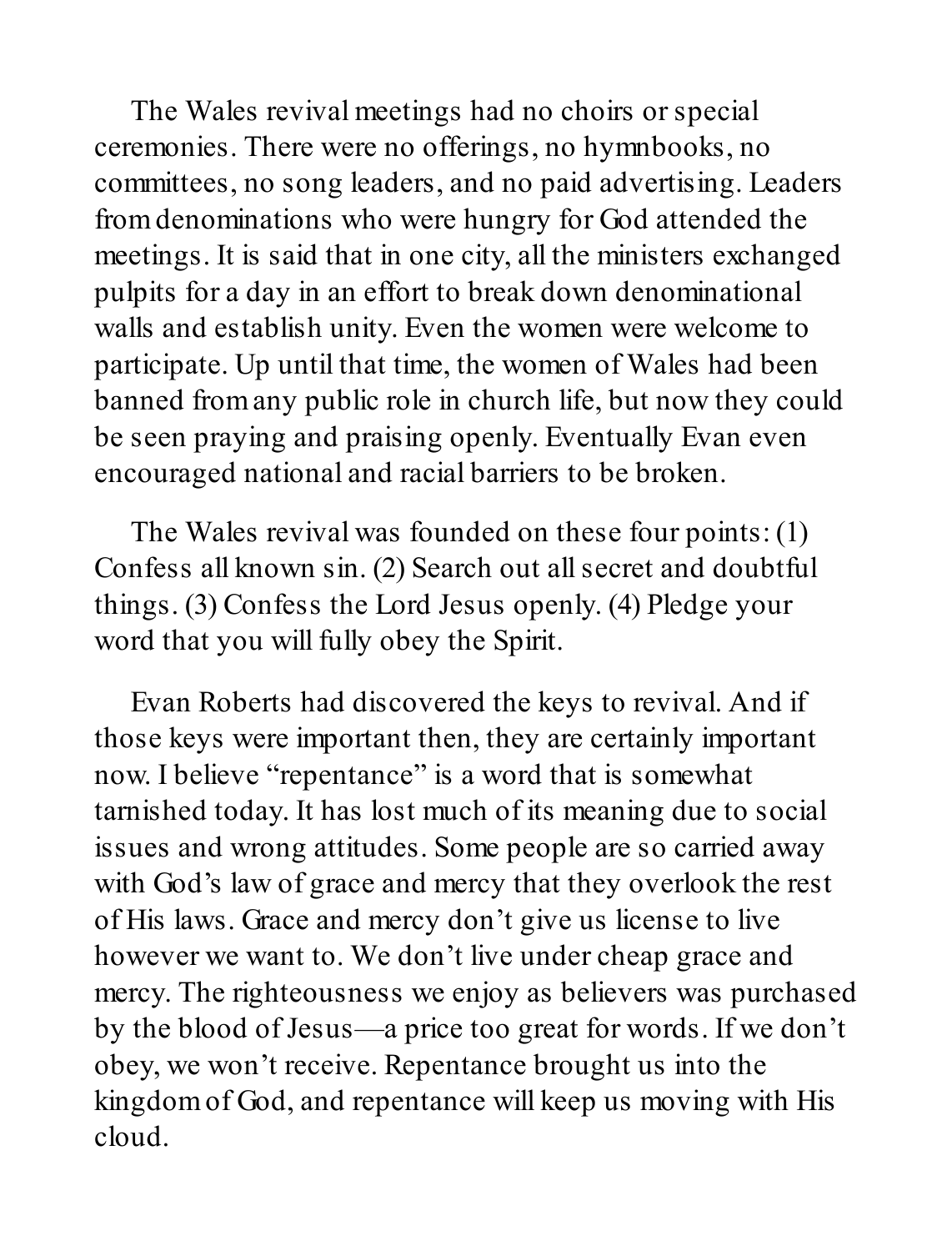The Wales revival meetings had no choirs or special ceremonies. There were no offerings, no hymnbooks, no committees, no song leaders, and no paid advertising. Leaders from denominations who were hungry for God attended the meetings. It is said that in one city, all the ministers exchanged pulpits for a day in an effort to break down denominational walls and establish unity. Even the women were welcome to participate. Up until that time, the women of Wales had been banned from any public role in church life, but now they could be seen praying and praising openly. Eventually Evan even encouraged national and racial barriers to be broken.

The Wales revival was founded on these four points: (1) Confess all known sin. (2) Search out all secret and doubtful things. (3) Confess the Lord Jesus openly. (4) Pledge your word that you will fully obey the Spirit.

Evan Roberts had discovered the keys to revival. And if those keys were important then, they are certainly important now. I believe "repentance" is a word that is somewhat tarnished today. It has lost much of its meaning due to social issues and wrong attitudes. Some people are so carried away with God's law of grace and mercy that they overlook the rest of His laws. Grace and mercy don't give us license to live however we want to. We don't live under cheap grace and mercy. The righteousness we enjoy as believers was purchased by the blood of Jesus—a price too great for words. If we don't obey, we won't receive. Repentance brought us into the kingdom of God, and repentance will keep us moving with His cloud.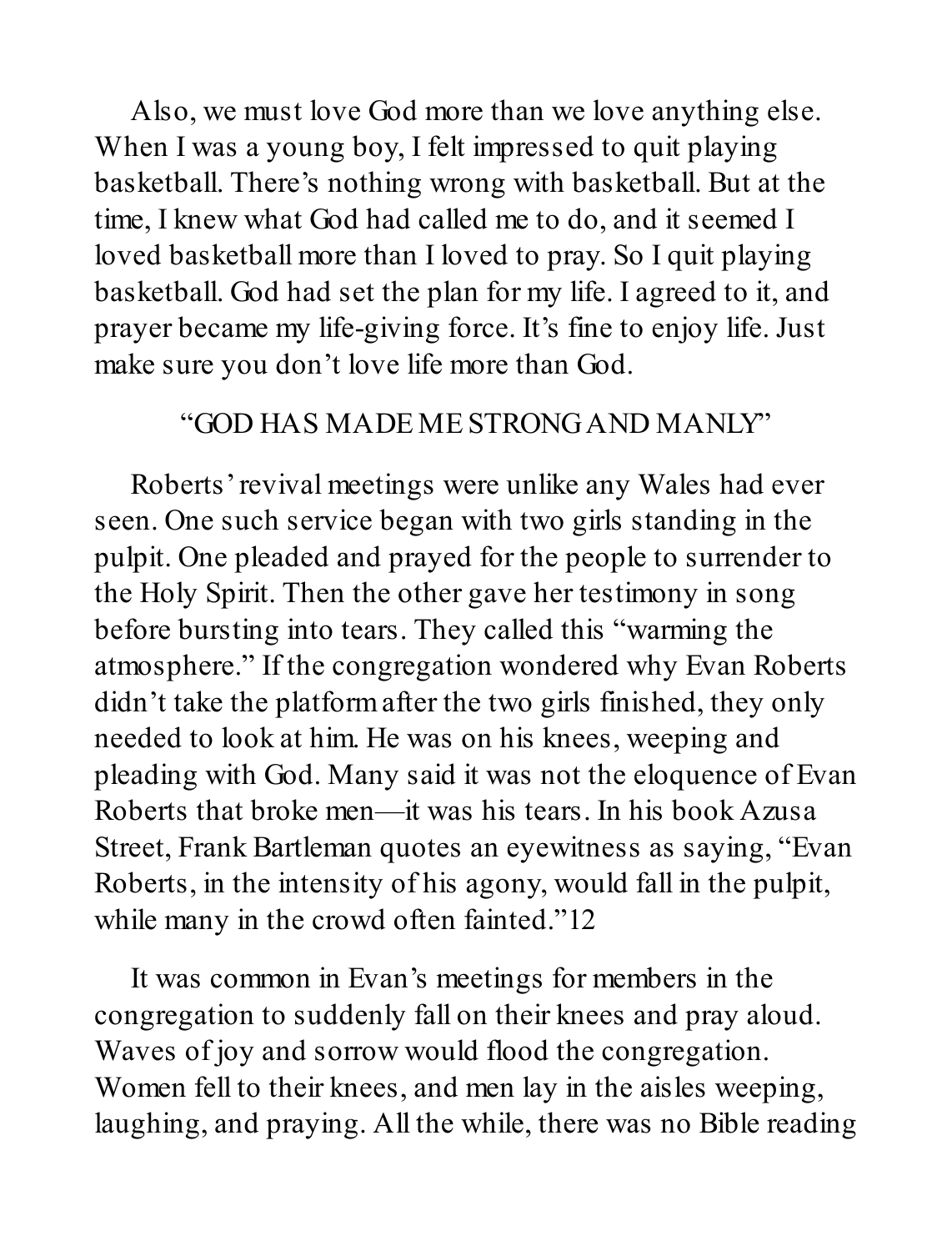Also, we must love God more than we love anything else. When I was a young boy, I felt impressed to quit playing basketball. There's nothing wrong with basketball. But at the time, I knew what God had called me to do, and it seemed I loved basketball more than I loved to pray. So I quit playing basketball. God had set the plan for my life. I agreed to it, and prayer became my life-giving force. It's fine to enjoy life. Just make sure you don't love life more than God.

## "GOD HAS MADE ME STRONG AND MANLY"

Roberts' revival meetings were unlike any Wales had ever seen. One such service began with two girls standing in the pulpit. One pleaded and prayed for the people to surrender to the Holy Spirit. Then the other gave her testimony in song before bursting into tears. They called this "warming the atmosphere." If the congregation wondered why Evan Roberts didn't take the platform after the two girls finished, they only needed to look at him. He was on his knees, weeping and pleading with God. Many said it was not the eloquence of Evan Roberts that broke men—it was his tears. In his book Azusa Street, Frank Bartleman quotes an eyewitness as saying, "Evan Roberts, in the intensity of his agony, would fall in the pulpit, while many in the crowd often fainted."[12]

It was common in Evan's meetings for members in the congregation to suddenly fall on their knees and pray aloud. Waves of joy and sorrow would flood the congregation. Women fell to their knees, and men lay in the aisles weeping, laughing, and praying. All the while, there was no Bible reading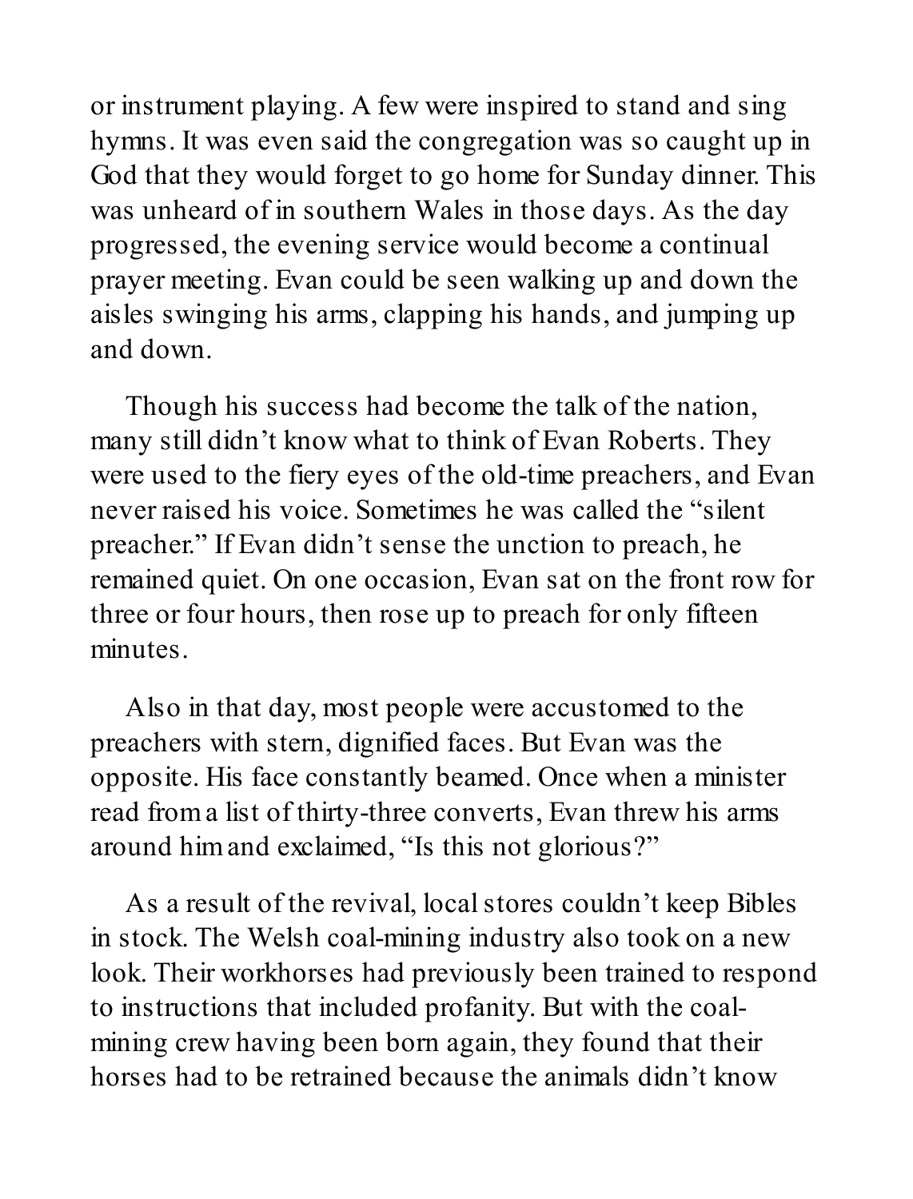or instrument playing. A few were inspired to stand and sing hymns. It was even said the congregation was so caught up in God that they would forget to go home for Sunday dinner. This was unheard of in southern Wales in those days. As the day progressed, the evening service would become a continual prayer meeting. Evan could be seen walking up and down the aisles swinging his arms, clapping his hands, and jumping up and down.

Though his success had become the talk of the nation, many still didn't know what to think of Evan Roberts. They were used to the fiery eyes of the old-time preachers, and Evan never raised his voice. Sometimes he was called the "silent preacher." If Evan didn't sense the unction to preach, he remained quiet. On one occasion, Evan sat on the front row for three or four hours, then rose up to preach for only fifteen minutes.

Also in that day, most people were accustomed to the preachers with stern, dignified faces. But Evan was the opposite. His face constantly beamed. Once when a minister read from a list of thirty-three converts, Evan threw his arms around him and exclaimed, "Is this not glorious?"

As a result of the revival, local stores couldn't keep Bibles in stock. The Welsh coal-mining industry also took on a new look. Their workhorses had previously been trained to respond to instructions that included profanity. But with the coal-mining crew having been born again, they found that their horses had to be retrained because the animals didn't know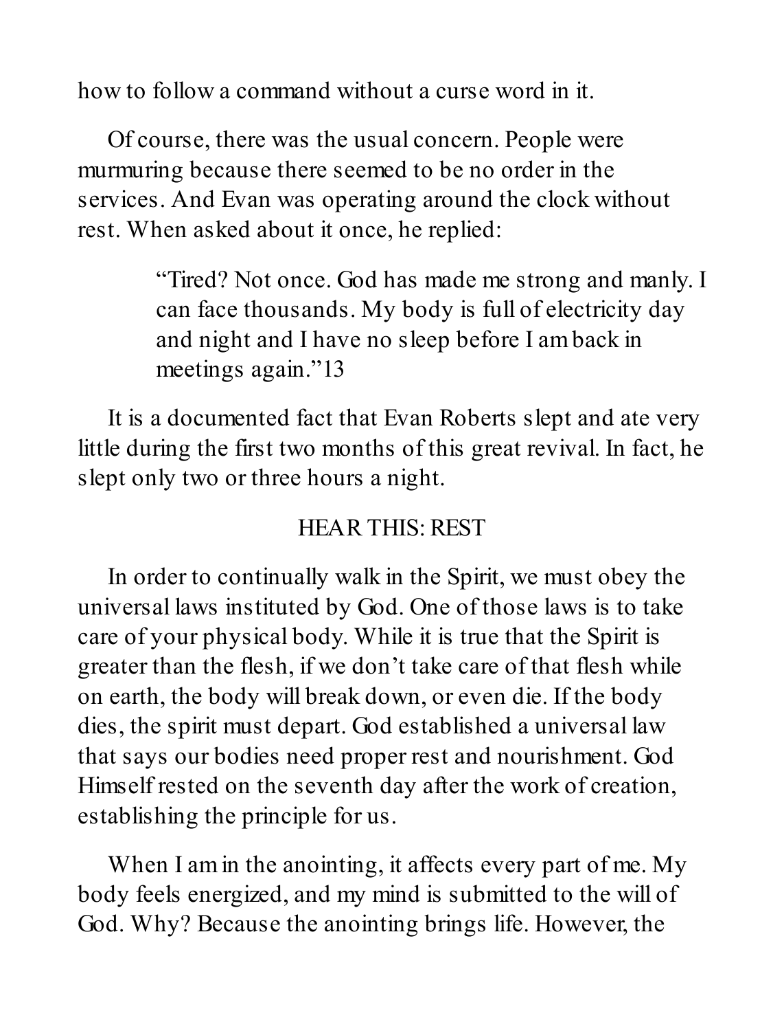how to follow a command without a curse word in it.

Of course, there was the usual concern. People were murmuring because there seemed to be no order in the services. And Evan was operating around the clock without rest. When asked about it once, he replied:

> "Tired? Not once. God has made me strong and manly. I can face thousands. My body is full of electricity day and night and I have no sleep before I am back in meetings again."13

It is a documented fact that Evan Roberts slept and ate very little during the first two months of this great revival. In fact, he slept only two or three hours a night.

## HEAR THIS: REST

In order to continually walk in the Spirit, we must obey the universal laws instituted by God. One of those laws is to take care of your physical body. While it is true that the Spirit is greater than the flesh, if we don't take care of that flesh while on earth, the body will break down, or even die. If the body dies, the spirit must depart. God established a universal law that says our bodies need proper rest and nourishment. God Himself rested on the seventh day after the work of creation, establishing the principle for us.

When I am in the anointing, it affects every part of me. My body feels energized, and my mind is submitted to the will of God. Why? Because the anointing brings life. However, the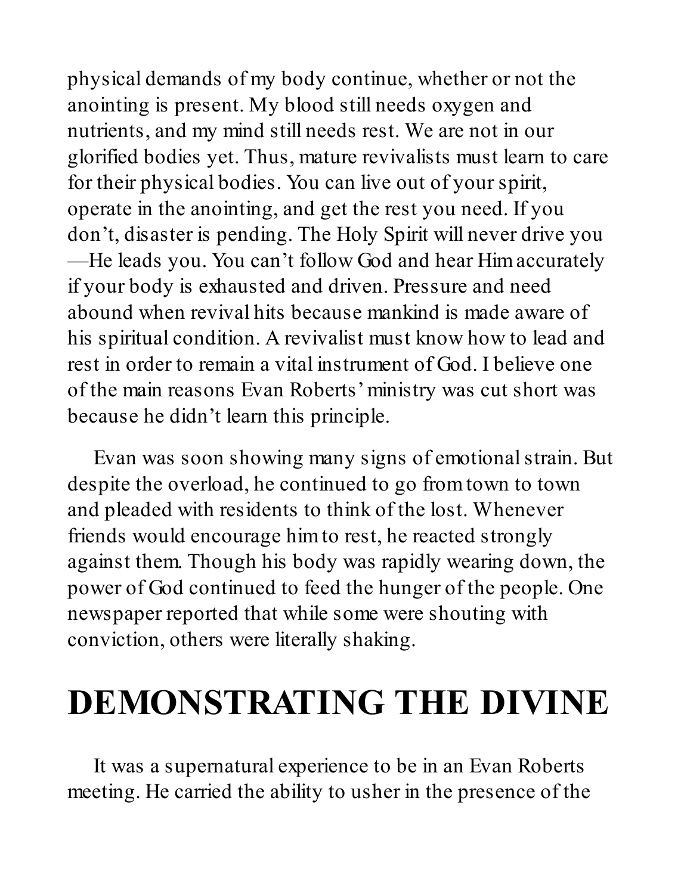physical demands of my body continue, whether or not the anointing is present. My blood still needs oxygen and nutrients, and my mind still needs rest. We are not in our glorified bodies yet. Thus, mature revivalists must learn to care for their physical bodies. You can live out of your spirit, operate in the anointing, and get the rest you need. If you don't, disaster is pending. The Holy Spirit will never drive you —He leads you. You can't follow God and hear Him accurately if your body is exhausted and driven. Pressure and need abound when revival hits because mankind is made aware of his spiritual condition. A revivalist must know how to lead and rest in order to remain a vital instrument of God. I believe one of the main reasons Evan Roberts' ministry was cut short was because he didn't learn this principle.

Evan was soon showing many signs of emotional strain. But despite the overload, he continued to go from town to town and pleaded with residents to think of the lost. Whenever friends would encourage him to rest, he reacted strongly against them. Though his body was rapidly wearing down, the power of God continued to feed the hunger of the people. One newspaper reported that while some were shouting with conviction, others were literally shaking.

# DEMONSTRATING THE DIVINE

It was a supernatural experience to be in an Evan Roberts meeting. He carried the ability to usher in the presence of the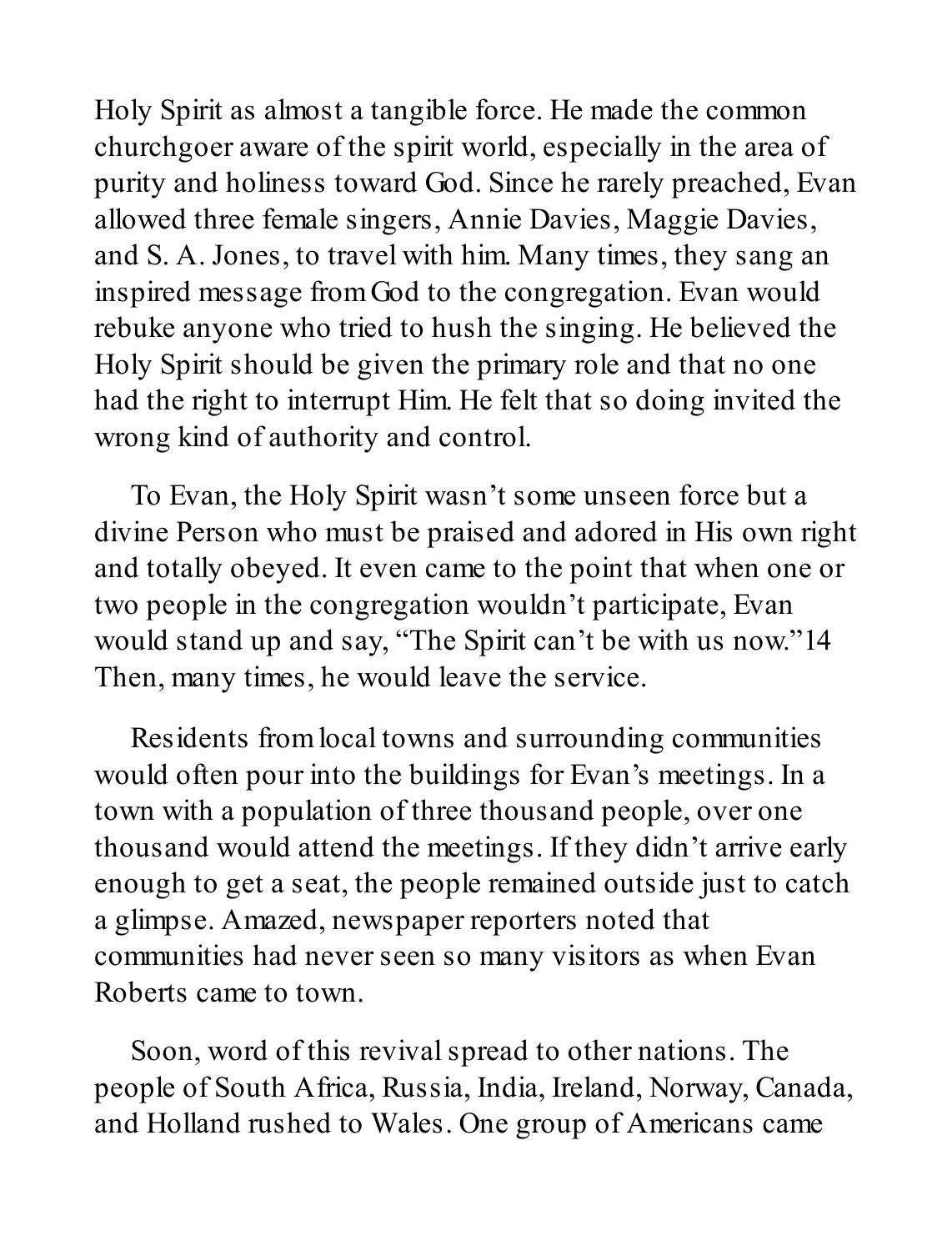Holy Spirit as almost a tangible force. He made the common churchgoer aware of the spirit world, especially in the area of purity and holiness toward God. Since he rarely preached, Evan allowed three female singers, Annie Davies, Maggie Davies, and S. A. Jones, to travel with him. Many times, they sang an inspired message from God to the congregation. Evan would rebuke anyone who tried to hush the singing. He believed the Holy Spirit should be given the primary role and that no one had the right to interrupt Him. He felt that so doing invited the wrong kind of authority and control.

To Evan, the Holy Spirit wasn't some unseen force but a divine Person who must be praised and adored in His own right and totally obeyed. It even came to the point that when one or two people in the congregation wouldn't participate, Evan would stand up and say, "The Spirit can't be with us now."[14] Then, many times, he would leave the service.

Residents from local towns and surrounding communities would often pour into the buildings for Evan's meetings. In a town with a population of three thousand people, over one thousand would attend the meetings. If they didn't arrive early enough to get a seat, the people remained outside just to catch a glimpse. Amazed, newspaper reporters noted that communities had never seen so many visitors as when Evan Roberts came to town.

Soon, word of this revival spread to other nations. The people of South Africa, Russia, India, Ireland, Norway, Canada, and Holland rushed to Wales. One group of Americans came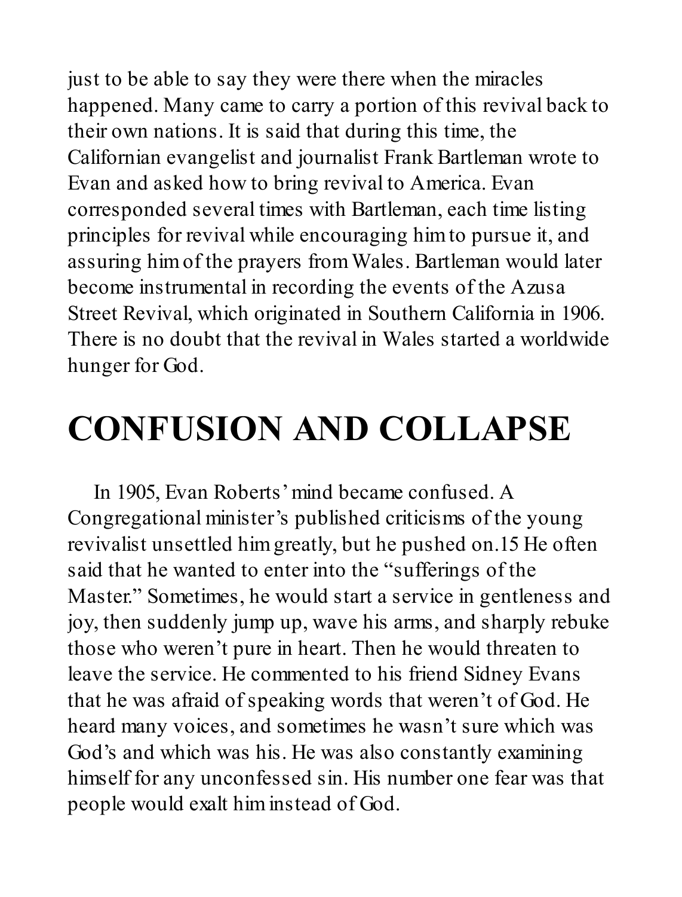just to be able to say they were there when the miracles happened. Many came to carry a portion of this revival back to their own nations. It is said that during this time, the Californian evangelist and journalist Frank Bartleman wrote to Evan and asked how to bring revival to America. Evan corresponded several times with Bartleman, each time listing principles for revival while encouraging him to pursue it, and assuring him of the prayers from Wales. Bartleman would later become instrumental in recording the events of the Azusa Street Revival, which originated in Southern California in 1906. There is no doubt that the revival in Wales started a worldwide hunger for God.

# CONFUSION AND COLLAPSE

In 1905, Evan Roberts' mind became confused. A Congregational minister's published criticisms of the young revivalist unsettled him greatly, but he pushed on.[15] He often said that he wanted to enter into the "sufferings of the Master." Sometimes, he would start a service in gentleness and joy, then suddenly jump up, wave his arms, and sharply rebuke those who weren't pure in heart. Then he would threaten to leave the service. He commented to his friend Sidney Evans that he was afraid of speaking words that weren't of God. He heard many voices, and sometimes he wasn't sure which was God's and which was his. He was also constantly examining himself for any unconfessed sin. His number one fear was that people would exalt him instead of God.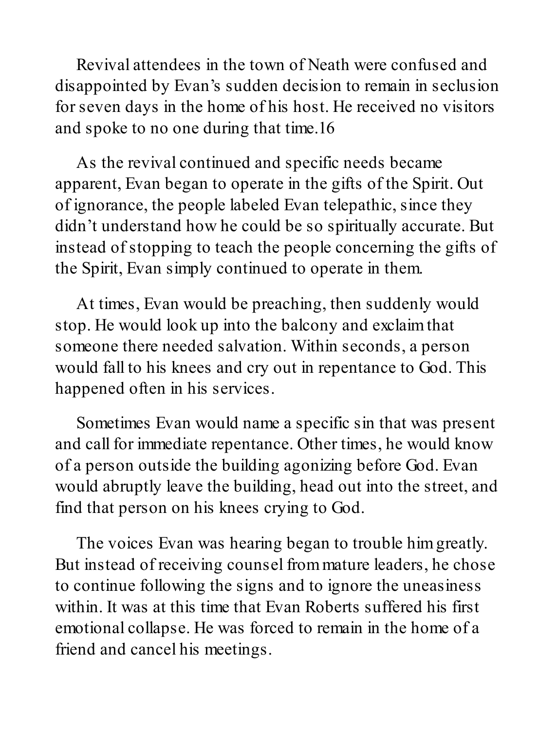Revival attendees in the town of Neath were confused and disappointed by Evan's sudden decision to remain in seclusion for seven days in the home of his host. He received no visitors and spoke to no one during that time.[16]

As the revival continued and specific needs became apparent, Evan began to operate in the gifts of the Spirit. Out of ignorance, the people labeled Evan telepathic, since they didn't understand how he could be so spiritually accurate. But instead of stopping to teach the people concerning the gifts of the Spirit, Evan simply continued to operate in them.

At times, Evan would be preaching, then suddenly would stop. He would look up into the balcony and exclaim that someone there needed salvation. Within seconds, a person would fall to his knees and cry out in repentance to God. This happened often in his services.

Sometimes Evan would name a specific sin that was present and call for immediate repentance. Other times, he would know of a person outside the building agonizing before God. Evan would abruptly leave the building, head out into the street, and find that person on his knees crying to God.

The voices Evan was hearing began to trouble him greatly. But instead of receiving counsel from mature leaders, he chose to continue following the signs and to ignore the uneasiness within. It was at this time that Evan Roberts suffered his first emotional collapse. He was forced to remain in the home of a friend and cancel his meetings.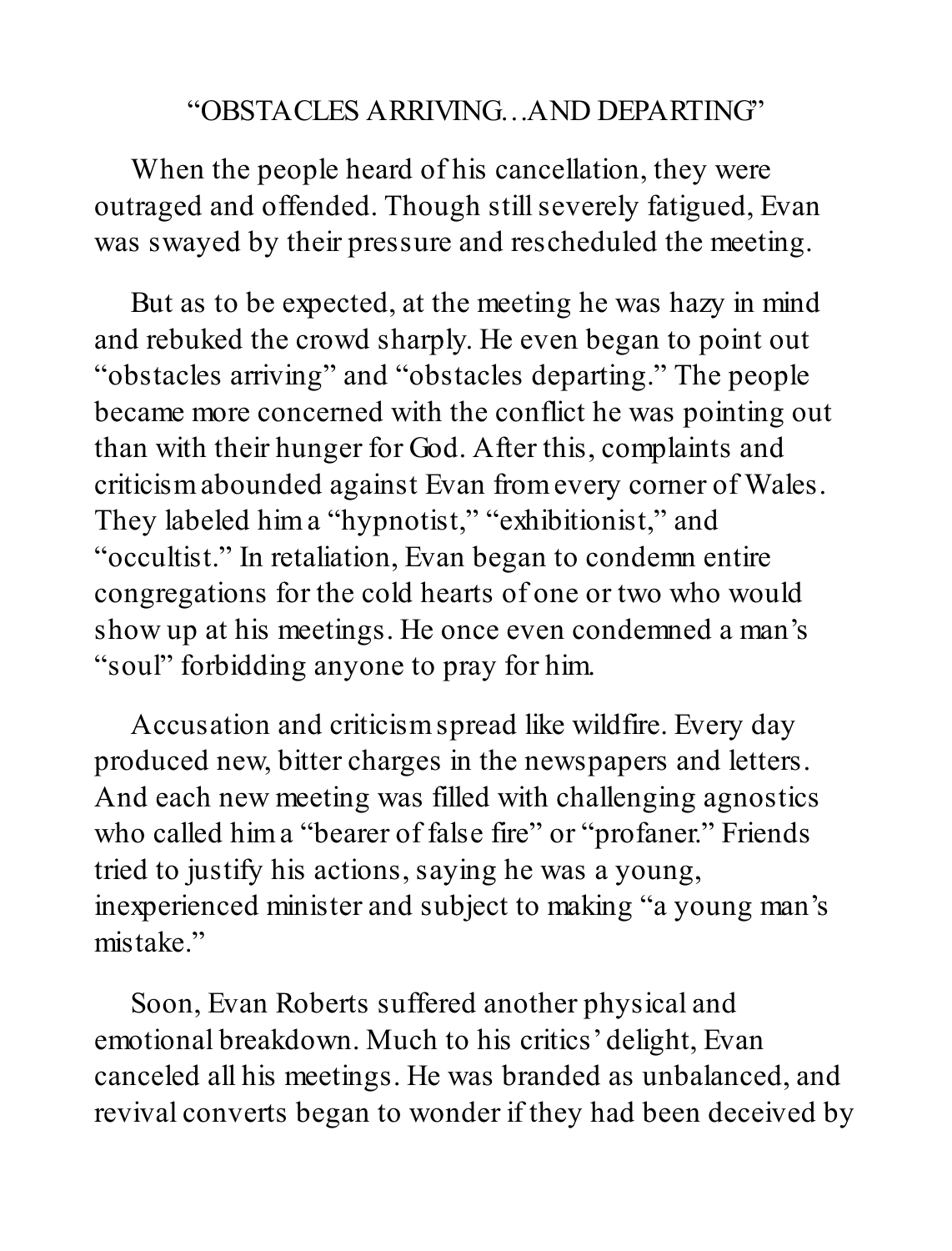## "OBSTACLES ARRIVING…AND DEPARTING"

When the people heard of his cancellation, they were outraged and offended. Though still severely fatigued, Evan was swayed by their pressure and rescheduled the meeting.

But as to be expected, at the meeting he was hazy in mind and rebuked the crowd sharply. He even began to point out "obstacles arriving" and "obstacles departing." The people became more concerned with the conflict he was pointing out than with their hunger for God. After this, complaints and criticism abounded against Evan from every corner of Wales. They labeled him a "hypnotist," "exhibitionist," and "occultist." In retaliation, Evan began to condemn entire congregations for the cold hearts of one or two who would show up at his meetings. He once even condemned a man's "soul" forbidding anyone to pray for him.

Accusation and criticism spread like wildfire. Every day produced new, bitter charges in the newspapers and letters. And each new meeting was filled with challenging agnostics who called him a "bearer of false fire" or "profaner." Friends tried to justify his actions, saying he was a young, inexperienced minister and subject to making "a young man's mistake."

Soon, Evan Roberts suffered another physical and emotional breakdown. Much to his critics' delight, Evan canceled all his meetings. He was branded as unbalanced, and revival converts began to wonder if they had been deceived by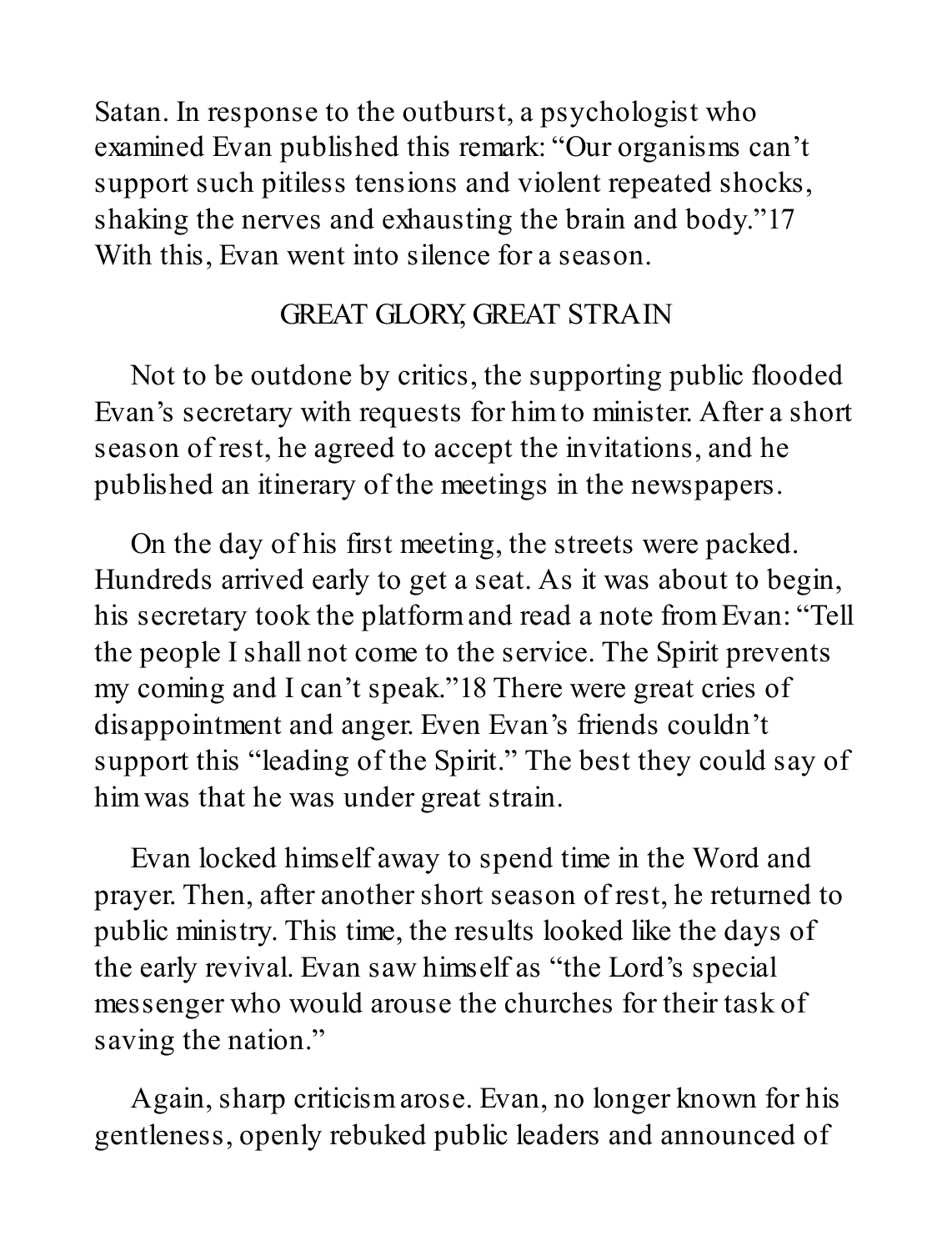Satan. In response to the outburst, a psychologist who examined Evan published this remark: "Our organisms can't support such pitiless tensions and violent repeated shocks, shaking the nerves and exhausting the brain and body."[17] With this, Evan went into silence for a season.

## GREAT GLORY, GREAT STRAIN

Not to be outdone by critics, the supporting public flooded Evan's secretary with requests for him to minister. After a short season of rest, he agreed to accept the invitations, and he published an itinerary of the meetings in the newspapers.

On the day of his first meeting, the streets were packed. Hundreds arrived early to get a seat. As it was about to begin, his secretary took the platform and read a note from Evan: "Tell the people I shall not come to the service. The Spirit prevents my coming and I can't speak."[18] There were great cries of disappointment and anger. Even Evan's friends couldn't support this "leading of the Spirit." The best they could say of him was that he was under great strain.

Evan locked himself away to spend time in the Word and prayer. Then, after another short season of rest, he returned to public ministry. This time, the results looked like the days of the early revival. Evan saw himself as "the Lord's special messenger who would arouse the churches for their task of saving the nation."

Again, sharp criticism arose. Evan, no longer known for his gentleness, openly rebuked public leaders and announced of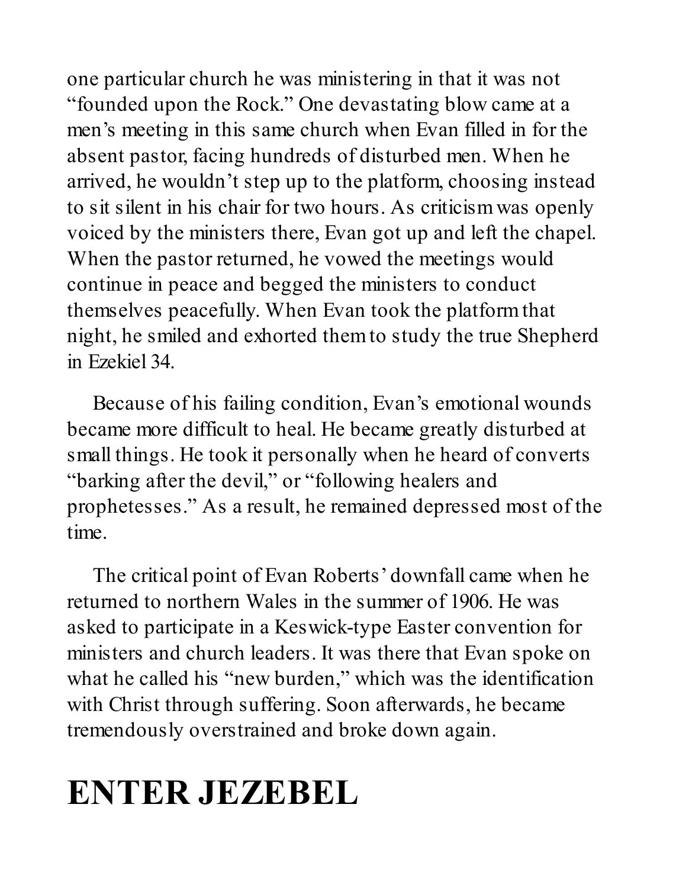one particular church he was ministering in that it was not "founded upon the Rock." One devastating blow came at a men's meeting in this same church when Evan filled in for the absent pastor, facing hundreds of disturbed men. When he arrived, he wouldn't step up to the platform, choosing instead to sit silent in his chair for two hours. As criticism was openly voiced by the ministers there, Evan got up and left the chapel. When the pastor returned, he vowed the meetings would continue in peace and begged the ministers to conduct themselves peacefully. When Evan took the platform that night, he smiled and exhorted them to study the true Shepherd in Ezekiel 34.

Because of his failing condition, Evan's emotional wounds became more difficult to heal. He became greatly disturbed at small things. He took it personally when he heard of converts "barking after the devil," or "following healers and prophetesses." As a result, he remained depressed most of the time.

The critical point of Evan Roberts' downfall came when he returned to northern Wales in the summer of 1906. He was asked to participate in a Keswick-type Easter convention for ministers and church leaders. It was there that Evan spoke on what he called his "new burden," which was the identification with Christ through suffering. Soon afterwards, he became tremendously overstrained and broke down again.

# ENTER JEZEBEL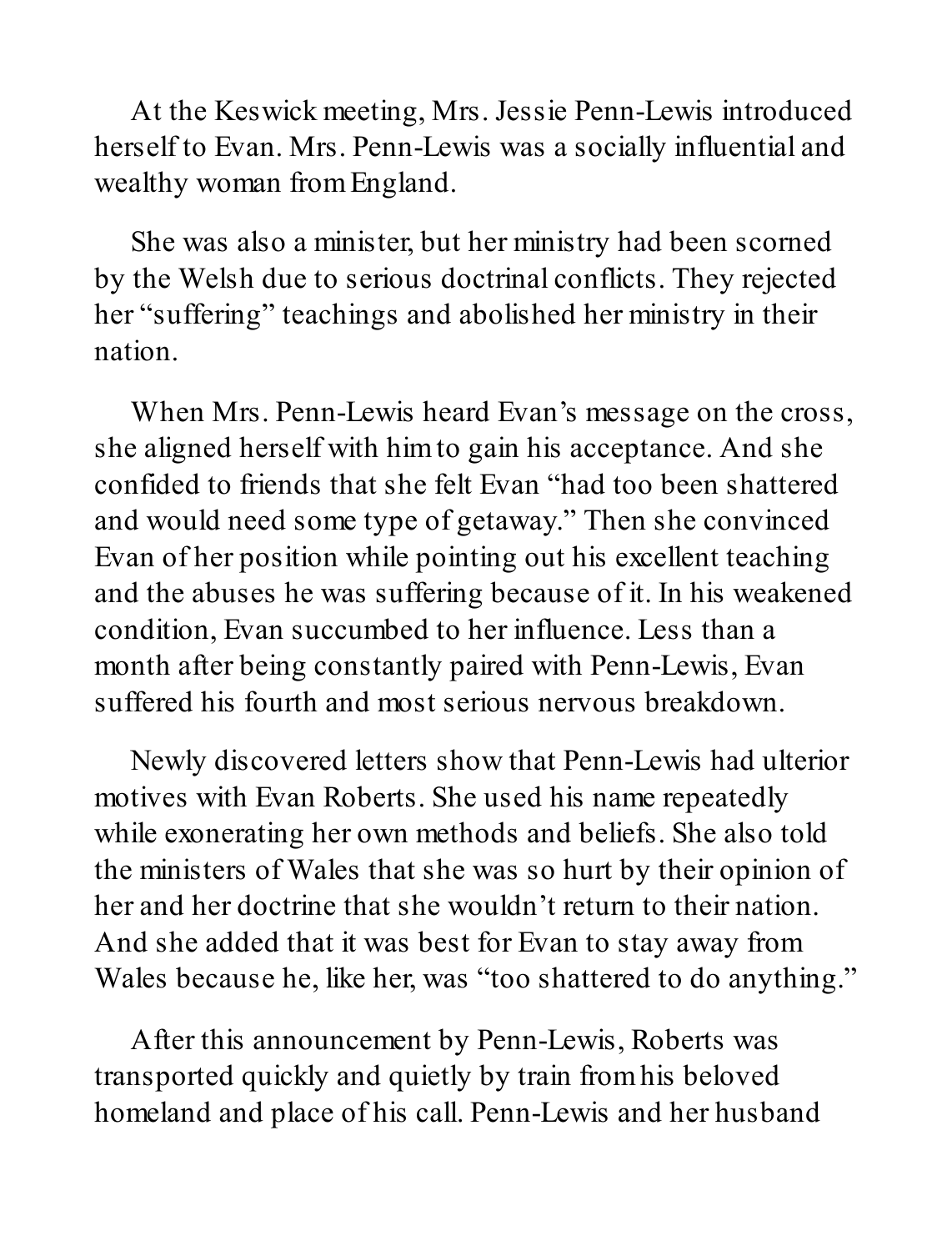At the Keswick meeting, Mrs. Jessie Penn-Lewis introduced herself to Evan. Mrs. Penn-Lewis was a socially influential and wealthy woman from England.

She was also a minister, but her ministry had been scorned by the Welsh due to serious doctrinal conflicts. They rejected her "suffering" teachings and abolished her ministry in their nation.

When Mrs. Penn-Lewis heard Evan's message on the cross, she aligned herself with him to gain his acceptance. And she confided to friends that she felt Evan "had too been shattered and would need some type of getaway." Then she convinced Evan of her position while pointing out his excellent teaching and the abuses he was suffering because of it. In his weakened condition, Evan succumbed to her influence. Less than a month after being constantly paired with Penn-Lewis, Evan suffered his fourth and most serious nervous breakdown.

Newly discovered letters show that Penn-Lewis had ulterior motives with Evan Roberts. She used his name repeatedly while exonerating her own methods and beliefs. She also told the ministers of Wales that she was so hurt by their opinion of her and her doctrine that she wouldn't return to their nation. And she added that it was best for Evan to stay away from Wales because he, like her, was "too shattered to do anything."

After this announcement by Penn-Lewis, Roberts was transported quickly and quietly by train from his beloved homeland and place of his call. Penn-Lewis and her husband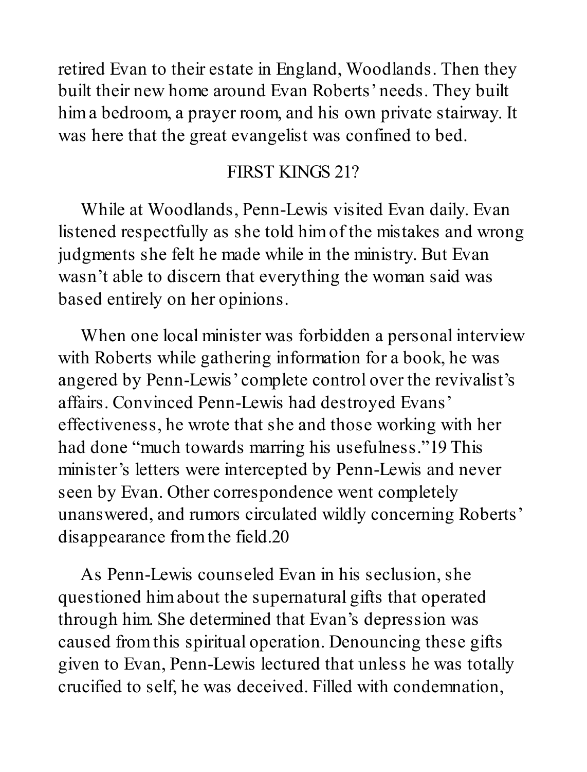retired Evan to their estate in England, Woodlands. Then they built their new home around Evan Roberts' needs. They built him a bedroom, a prayer room, and his own private stairway. It was here that the great evangelist was confined to bed.

## FIRST KINGS 21?

While at Woodlands, Penn-Lewis visited Evan daily. Evan listened respectfully as she told him of the mistakes and wrong judgments she felt he made while in the ministry. But Evan wasn't able to discern that everything the woman said was based entirely on her opinions.

When one local minister was forbidden a personal interview with Roberts while gathering information for a book, he was angered by Penn-Lewis' complete control over the revivalist's affairs. Convinced Penn-Lewis had destroyed Evans' effectiveness, he wrote that she and those working with her had done "much towards marring his usefulness."[19] This minister's letters were intercepted by Penn-Lewis and never seen by Evan. Other correspondence went completely unanswered, and rumors circulated wildly concerning Roberts' disappearance from the field.[20]

As Penn-Lewis counseled Evan in his seclusion, she questioned him about the supernatural gifts that operated through him. She determined that Evan's depression was caused from this spiritual operation. Denouncing these gifts given to Evan, Penn-Lewis lectured that unless he was totally crucified to self, he was deceived. Filled with condemnation,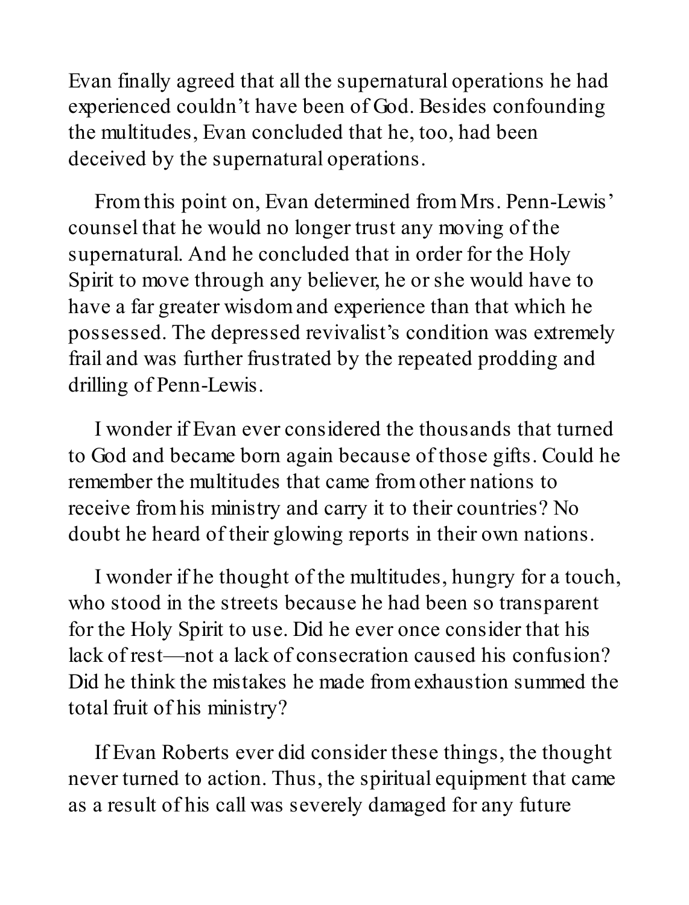Evan finally agreed that all the supernatural operations he had experienced couldn't have been of God. Besides confounding the multitudes, Evan concluded that he, too, had been deceived by the supernatural operations.

From this point on, Evan determined from Mrs. Penn-Lewis' counsel that he would no longer trust any moving of the supernatural. And he concluded that in order for the Holy Spirit to move through any believer, he or she would have to have a far greater wisdom and experience than that which he possessed. The depressed revivalist's condition was extremely frail and was further frustrated by the repeated prodding and drilling of Penn-Lewis.

I wonder if Evan ever considered the thousands that turned to God and became born again because of those gifts. Could he remember the multitudes that came from other nations to receive from his ministry and carry it to their countries? No doubt he heard of their glowing reports in their own nations.

I wonder if he thought of the multitudes, hungry for a touch, who stood in the streets because he had been so transparent for the Holy Spirit to use. Did he ever once consider that his lack of rest—not a lack of consecration caused his confusion? Did he think the mistakes he made from exhaustion summed the total fruit of his ministry?

If Evan Roberts ever did consider these things, the thought never turned to action. Thus, the spiritual equipment that came as a result of his call was severely damaged for any future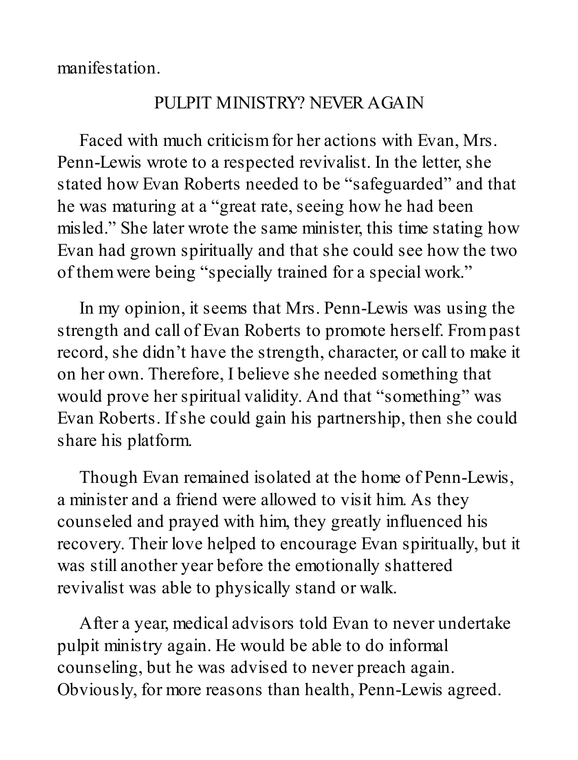manifestation.

## PULPIT MINISTRY? NEVER AGAIN

Faced with much criticism for her actions with Evan, Mrs. Penn-Lewis wrote to a respected revivalist. In the letter, she stated how Evan Roberts needed to be "safeguarded" and that he was maturing at a "great rate, seeing how he had been misled." She later wrote the same minister, this time stating how Evan had grown spiritually and that she could see how the two of them were being "specially trained for a special work."

In my opinion, it seems that Mrs. Penn-Lewis was using the strength and call of Evan Roberts to promote herself. From past record, she didn't have the strength, character, or call to make it on her own. Therefore, I believe she needed something that would prove her spiritual validity. And that "something" was Evan Roberts. If she could gain his partnership, then she could share his platform.

Though Evan remained isolated at the home of Penn-Lewis, a minister and a friend were allowed to visit him. As they counseled and prayed with him, they greatly influenced his recovery. Their love helped to encourage Evan spiritually, but it was still another year before the emotionally shattered revivalist was able to physically stand or walk.

After a year, medical advisors told Evan to never undertake pulpit ministry again. He would be able to do informal counseling, but he was advised to never preach again. Obviously, for more reasons than health, Penn-Lewis agreed.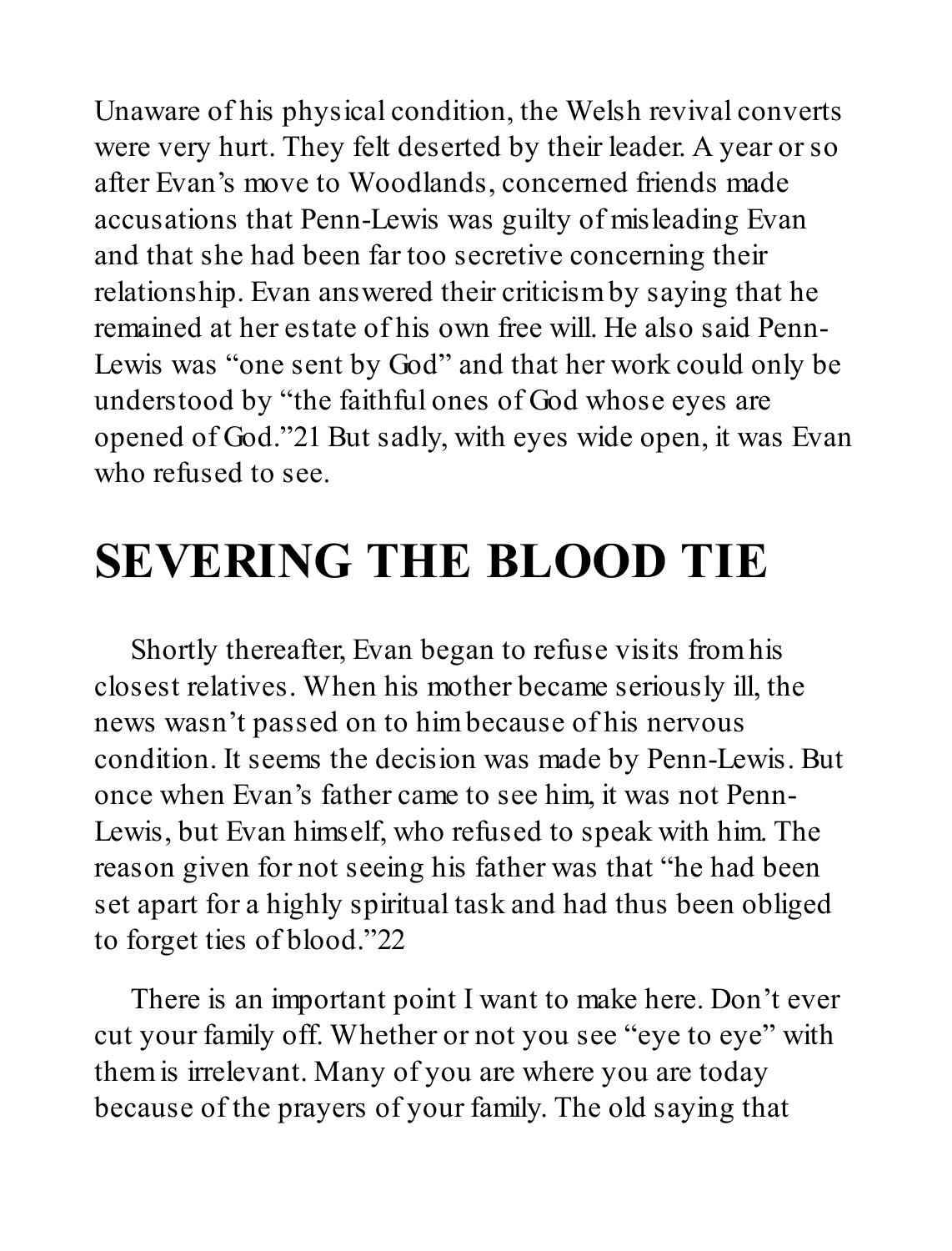Unaware of his physical condition, the Welsh revival converts were very hurt. They felt deserted by their leader. A year or so after Evan's move to Woodlands, concerned friends made accusations that Penn-Lewis was guilty of misleading Evan and that she had been far too secretive concerning their relationship. Evan answered their criticism by saying that he remained at her estate of his own free will. He also said Penn-Lewis was "one sent by God" and that her work could only be understood by "the faithful ones of God whose eyes are opened of God."[21] But sadly, with eyes wide open, it was Evan who refused to see.

# SEVERING THE BLOOD TIE

Shortly thereafter, Evan began to refuse visits from his closest relatives. When his mother became seriously ill, the news wasn't passed on to him because of his nervous condition. It seems the decision was made by Penn-Lewis. But once when Evan's father came to see him, it was not Penn-Lewis, but Evan himself, who refused to speak with him. The reason given for not seeing his father was that "he had been set apart for a highly spiritual task and had thus been obliged to forget ties of blood."[22]

There is an important point I want to make here. Don't ever cut your family off. Whether or not you see "eye to eye" with them is irrelevant. Many of you are where you are today because of the prayers of your family. The old saying that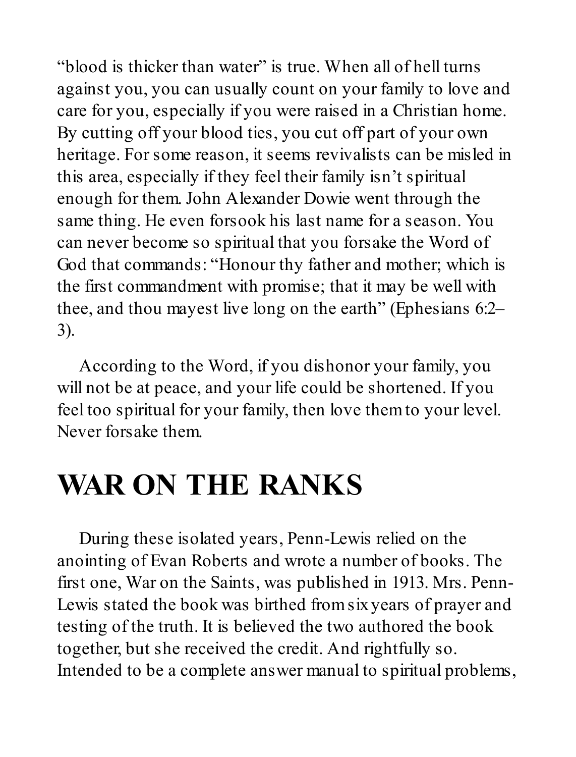"blood is thicker than water" is true. When all of hell turns against you, you can usually count on your family to love and care for you, especially if you were raised in a Christian home. By cutting off your blood ties, you cut off part of your own heritage. For some reason, it seems revivalists can be misled in this area, especially if they feel their family isn't spiritual enough for them. John Alexander Dowie went through the same thing. He even forsook his last name for a season. You can never become so spiritual that you forsake the Word of God that commands: "Honour thy father and mother; which is the first commandment with promise; that it may be well with thee, and thou mayest live long on the earth" (Ephesians 6:2–3).

According to the Word, if you dishonor your family, you will not be at peace, and your life could be shortened. If you feel too spiritual for your family, then love them to your level. Never forsake them.

# WAR ON THE RANKS

During these isolated years, Penn-Lewis relied on the anointing of Evan Roberts and wrote a number of books. The first one, War on the Saints, was published in 1913. Mrs. Penn-Lewis stated the book was birthed from six years of prayer and testing of the truth. It is believed the two authored the book together, but she received the credit. And rightfully so. Intended to be a complete answer manual to spiritual problems,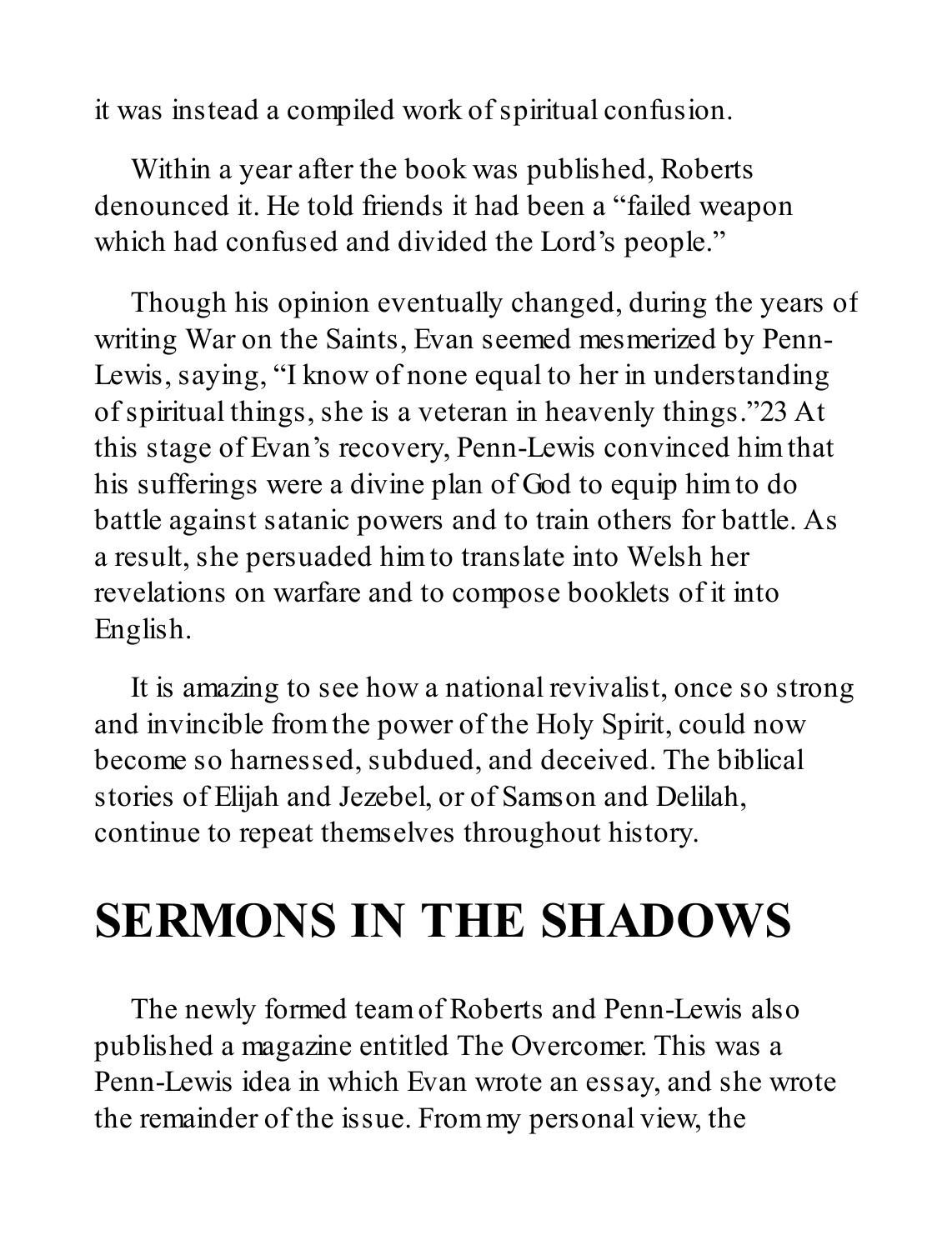it was instead a compiled work of spiritual confusion.

Within a year after the book was published, Roberts denounced it. He told friends it had been a "failed weapon which had confused and divided the Lord's people."

Though his opinion eventually changed, during the years of writing War on the Saints, Evan seemed mesmerized by Penn-Lewis, saying, "I know of none equal to her in understanding of spiritual things, she is a veteran in heavenly things."[23] At this stage of Evan's recovery, Penn-Lewis convinced him that his sufferings were a divine plan of God to equip him to do battle against satanic powers and to train others for battle. As a result, she persuaded him to translate into Welsh her revelations on warfare and to compose booklets of it into English.

It is amazing to see how a national revivalist, once so strong and invincible from the power of the Holy Spirit, could now become so harnessed, subdued, and deceived. The biblical stories of Elijah and Jezebel, or of Samson and Delilah, continue to repeat themselves throughout history.

# SERMONS IN THE SHADOWS

The newly formed team of Roberts and Penn-Lewis also published a magazine entitled The Overcomer. This was a Penn-Lewis idea in which Evan wrote an essay, and she wrote the remainder of the issue. From my personal view, the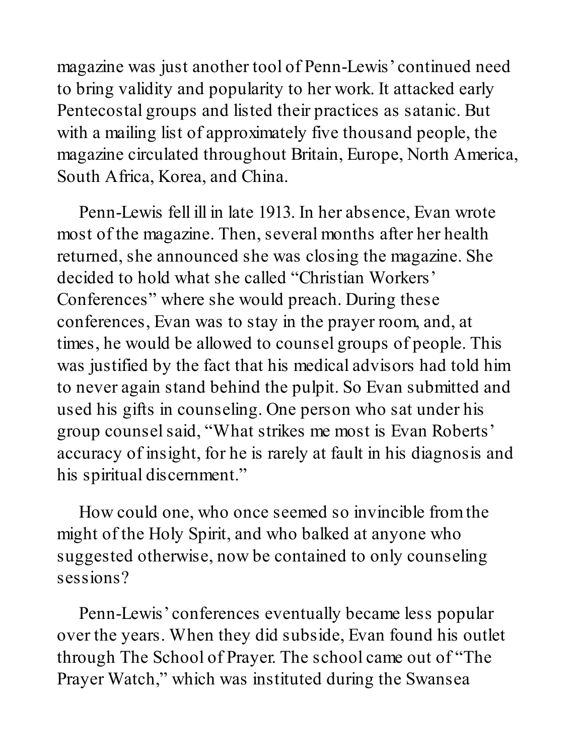magazine was just another tool of Penn-Lewis' continued need to bring validity and popularity to her work. It attacked early Pentecostal groups and listed their practices as satanic. But with a mailing list of approximately five thousand people, the magazine circulated throughout Britain, Europe, North America, South Africa, Korea, and China.

Penn-Lewis fell ill in late 1913. In her absence, Evan wrote most of the magazine. Then, several months after her health returned, she announced she was closing the magazine. She decided to hold what she called "Christian Workers' Conferences" where she would preach. During these conferences, Evan was to stay in the prayer room, and, at times, he would be allowed to counsel groups of people. This was justified by the fact that his medical advisors had told him to never again stand behind the pulpit. So Evan submitted and used his gifts in counseling. One person who sat under his group counsel said, "What strikes me most is Evan Roberts' accuracy of insight, for he is rarely at fault in his diagnosis and his spiritual discernment."

How could one, who once seemed so invincible from the might of the Holy Spirit, and who balked at anyone who suggested otherwise, now be contained to only counseling sessions?

Penn-Lewis' conferences eventually became less popular over the years. When they did subside, Evan found his outlet through The School of Prayer. The school came out of "The Prayer Watch," which was instituted during the Swansea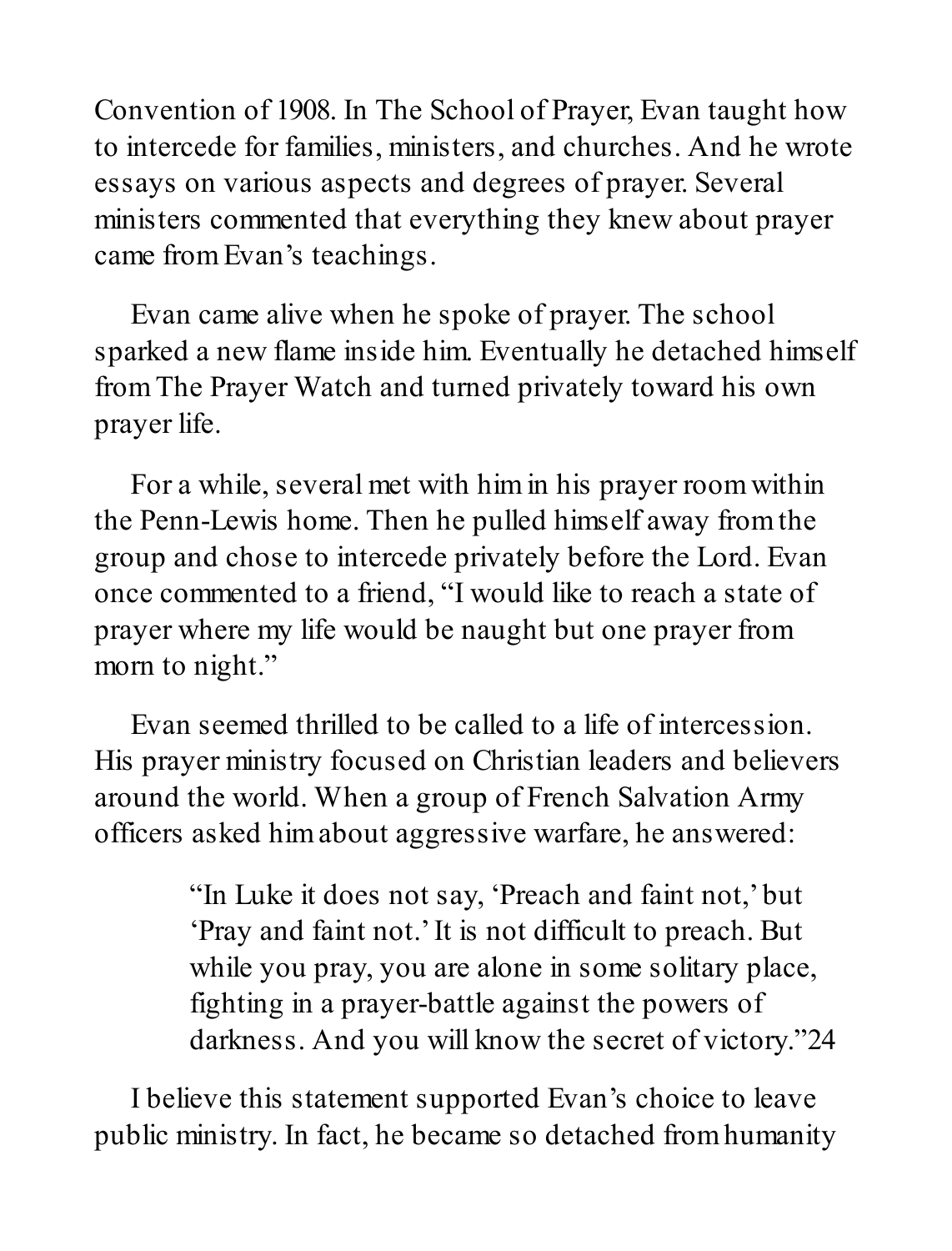Convention of 1908. In The School of Prayer, Evan taught how to intercede for families, ministers, and churches. And he wrote essays on various aspects and degrees of prayer. Several ministers commented that everything they knew about prayer came from Evan's teachings.

Evan came alive when he spoke of prayer. The school sparked a new flame inside him. Eventually he detached himself from The Prayer Watch and turned privately toward his own prayer life.

For a while, several met with him in his prayer room within the Penn-Lewis home. Then he pulled himself away from the group and chose to intercede privately before the Lord. Evan once commented to a friend, "I would like to reach a state of prayer where my life would be naught but one prayer from morn to night."

Evan seemed thrilled to be called to a life of intercession. His prayer ministry focused on Christian leaders and believers around the world. When a group of French Salvation Army officers asked him about aggressive warfare, he answered:

> "In Luke it does not say, 'Preach and faint not,' but 'Pray and faint not.' It is not difficult to preach. But while you pray, you are alone in some solitary place, fighting in a prayer-battle against the powers of darkness. And you will know the secret of victory."[24]

I believe this statement supported Evan's choice to leave public ministry. In fact, he became so detached from humanity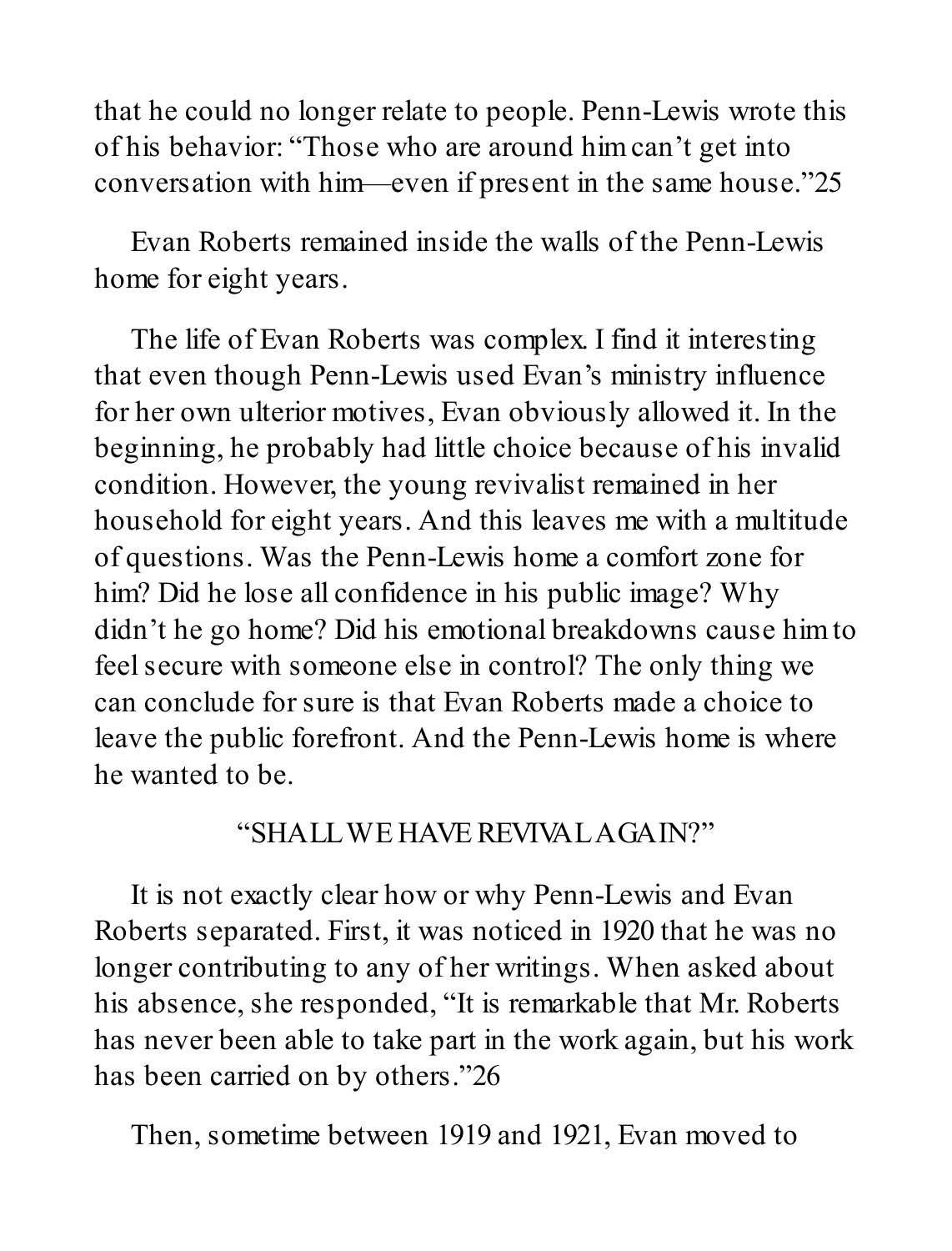that he could no longer relate to people. Penn-Lewis wrote this of his behavior: "Those who are around him can't get into conversation with him—even if present in the same house."[25]

Evan Roberts remained inside the walls of the Penn-Lewis home for eight years.

The life of Evan Roberts was complex. I find it interesting that even though Penn-Lewis used Evan's ministry influence for her own ulterior motives, Evan obviously allowed it. In the beginning, he probably had little choice because of his invalid condition. However, the young revivalist remained in her household for eight years. And this leaves me with a multitude of questions. Was the Penn-Lewis home a comfort zone for him? Did he lose all confidence in his public image? Why didn't he go home? Did his emotional breakdowns cause him to feel secure with someone else in control? The only thing we can conclude for sure is that Evan Roberts made a choice to leave the public forefront. And the Penn-Lewis home is where he wanted to be.

## "SHALL WE HAVE REVIVAL AGAIN?"

It is not exactly clear how or why Penn-Lewis and Evan Roberts separated. First, it was noticed in 1920 that he was no longer contributing to any of her writings. When asked about his absence, she responded, "It is remarkable that Mr. Roberts has never been able to take part in the work again, but his work has been carried on by others."[26]

Then, sometime between 1919 and 1921, Evan moved to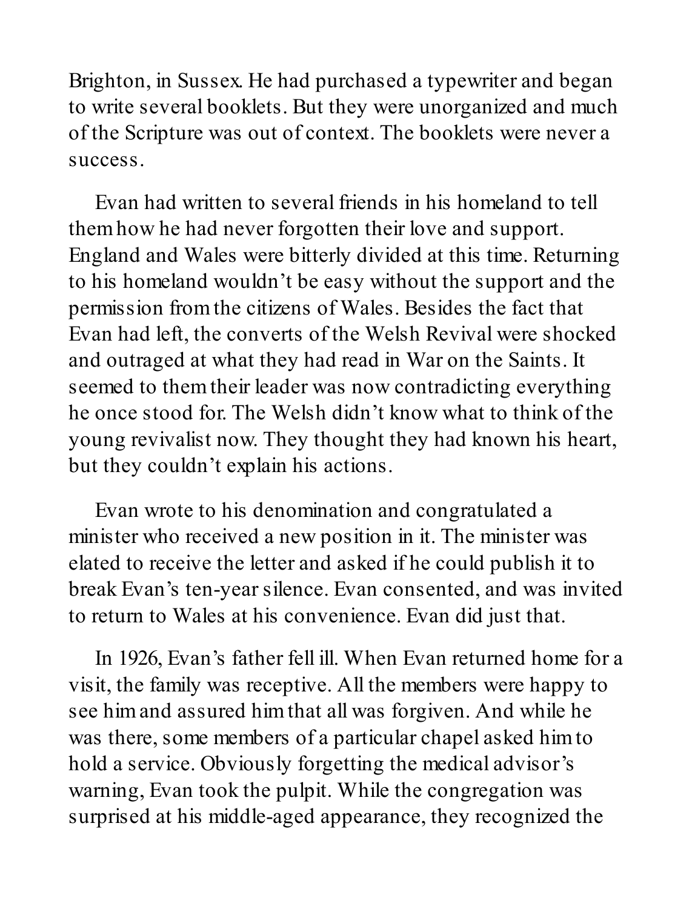Brighton, in Sussex. He had purchased a typewriter and began to write several booklets. But they were unorganized and much of the Scripture was out of context. The booklets were never a success.

Evan had written to several friends in his homeland to tell them how he had never forgotten their love and support. England and Wales were bitterly divided at this time. Returning to his homeland wouldn't be easy without the support and the permission from the citizens of Wales. Besides the fact that Evan had left, the converts of the Welsh Revival were shocked and outraged at what they had read in War on the Saints. It seemed to them their leader was now contradicting everything he once stood for. The Welsh didn't know what to think of the young revivalist now. They thought they had known his heart, but they couldn't explain his actions.

Evan wrote to his denomination and congratulated a minister who received a new position in it. The minister was elated to receive the letter and asked if he could publish it to break Evan's ten-year silence. Evan consented, and was invited to return to Wales at his convenience. Evan did just that.

In 1926, Evan's father fell ill. When Evan returned home for a visit, the family was receptive. All the members were happy to see him and assured him that all was forgiven. And while he was there, some members of a particular chapel asked him to hold a service. Obviously forgetting the medical advisor's warning, Evan took the pulpit. While the congregation was surprised at his middle-aged appearance, they recognized the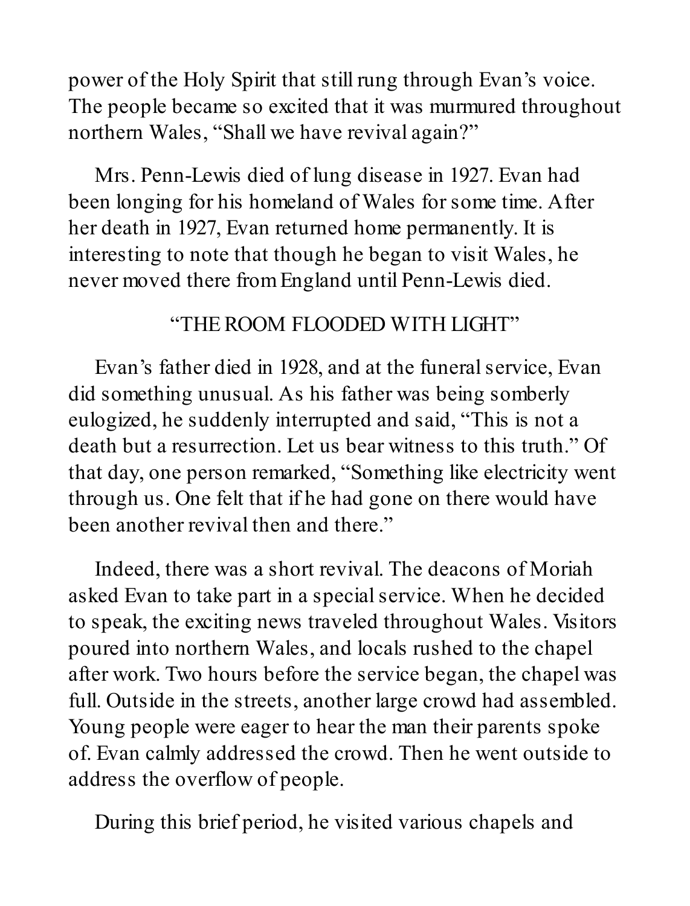power of the Holy Spirit that still rung through Evan's voice. The people became so excited that it was murmured throughout northern Wales, "Shall we have revival again?"

Mrs. Penn-Lewis died of lung disease in 1927. Evan had been longing for his homeland of Wales for some time. After her death in 1927, Evan returned home permanently. It is interesting to note that though he began to visit Wales, he never moved there from England until Penn-Lewis died.

## "THE ROOM FLOODED WITH LIGHT"

Evan's father died in 1928, and at the funeral service, Evan did something unusual. As his father was being somberly eulogized, he suddenly interrupted and said, "This is not a death but a resurrection. Let us bear witness to this truth." Of that day, one person remarked, "Something like electricity went through us. One felt that if he had gone on there would have been another revival then and there."

Indeed, there was a short revival. The deacons of Moriah asked Evan to take part in a special service. When he decided to speak, the exciting news traveled throughout Wales. Visitors poured into northern Wales, and locals rushed to the chapel after work. Two hours before the service began, the chapel was full. Outside in the streets, another large crowd had assembled. Young people were eager to hear the man their parents spoke of. Evan calmly addressed the crowd. Then he went outside to address the overflow of people.

During this brief period, he visited various chapels and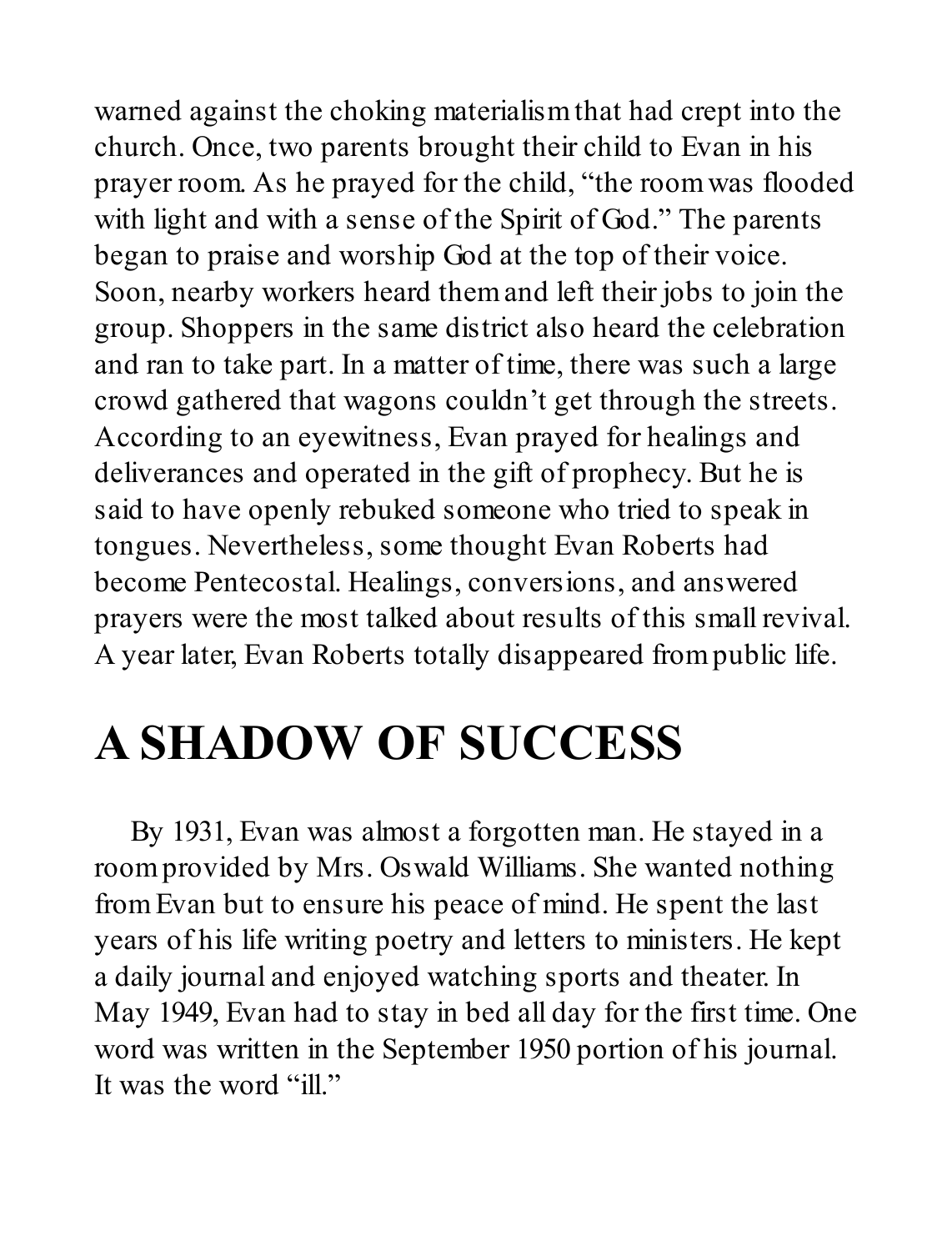warned against the choking materialism that had crept into the church. Once, two parents brought their child to Evan in his prayer room. As he prayed for the child, "the room was flooded with light and with a sense of the Spirit of God." The parents began to praise and worship God at the top of their voice. Soon, nearby workers heard them and left their jobs to join the group. Shoppers in the same district also heard the celebration and ran to take part. In a matter of time, there was such a large crowd gathered that wagons couldn't get through the streets. According to an eyewitness, Evan prayed for healings and deliverances and operated in the gift of prophecy. But he is said to have openly rebuked someone who tried to speak in tongues. Nevertheless, some thought Evan Roberts had become Pentecostal. Healings, conversions, and answered prayers were the most talked about results of this small revival. A year later, Evan Roberts totally disappeared from public life.

# A SHADOW OF SUCCESS

By 1931, Evan was almost a forgotten man. He stayed in a room provided by Mrs. Oswald Williams. She wanted nothing from Evan but to ensure his peace of mind. He spent the last years of his life writing poetry and letters to ministers. He kept a daily journal and enjoyed watching sports and theater. In May 1949, Evan had to stay in bed all day for the first time. One word was written in the September 1950 portion of his journal. It was the word "ill."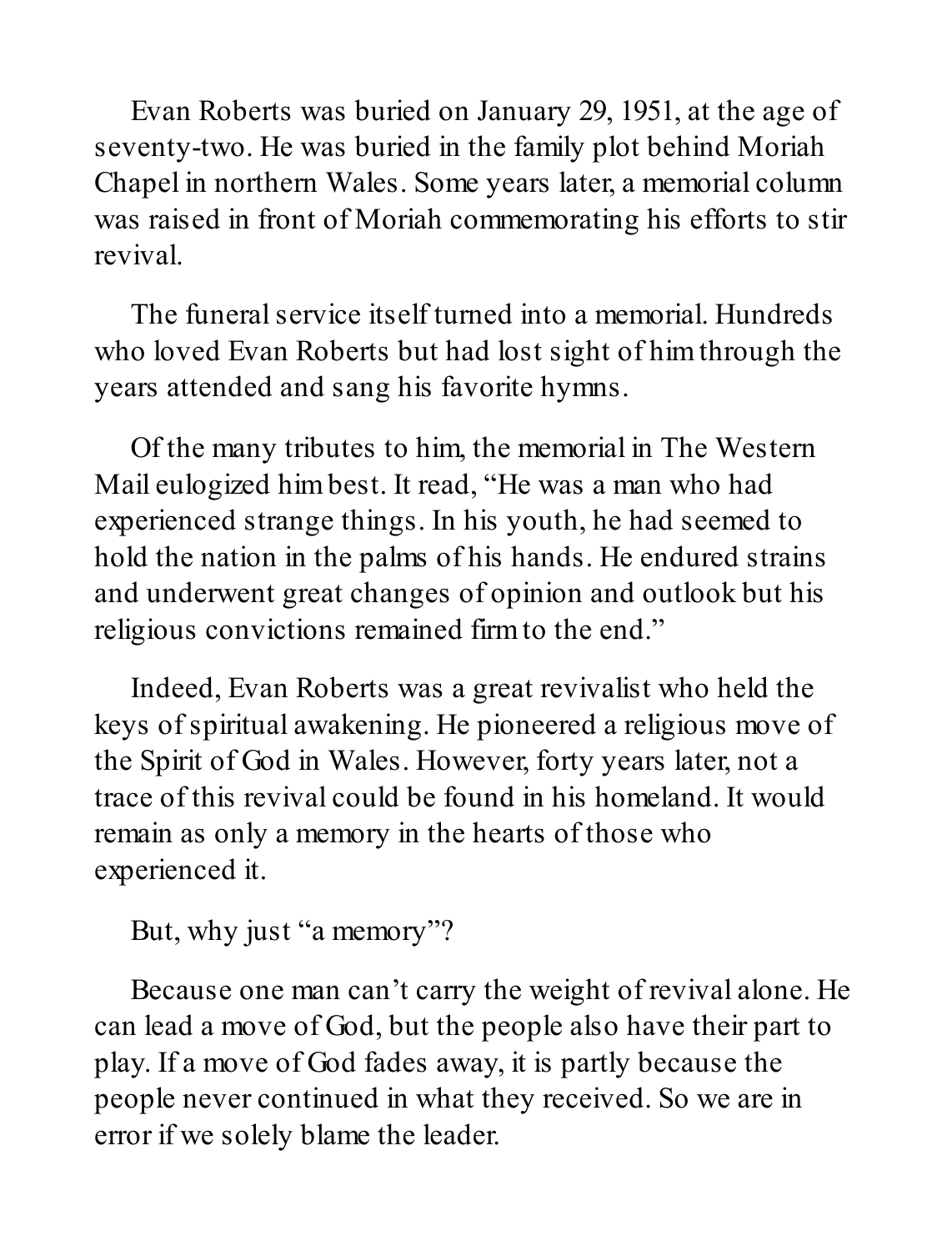Evan Roberts was buried on January 29, 1951, at the age of seventy-two. He was buried in the family plot behind Moriah Chapel in northern Wales. Some years later, a memorial column was raised in front of Moriah commemorating his efforts to stir revival.

The funeral service itself turned into a memorial. Hundreds who loved Evan Roberts but had lost sight of him through the years attended and sang his favorite hymns.

Of the many tributes to him, the memorial in The Western Mail eulogized him best. It read, "He was a man who had experienced strange things. In his youth, he had seemed to hold the nation in the palms of his hands. He endured strains and underwent great changes of opinion and outlook but his religious convictions remained firm to the end."

Indeed, Evan Roberts was a great revivalist who held the keys of spiritual awakening. He pioneered a religious move of the Spirit of God in Wales. However, forty years later, not a trace of this revival could be found in his homeland. It would remain as only a memory in the hearts of those who experienced it.

But, why just "a memory"?

Because one man can't carry the weight of revival alone. He can lead a move of God, but the people also have their part to play. If a move of God fades away, it is partly because the people never continued in what they received. So we are in error if we solely blame the leader.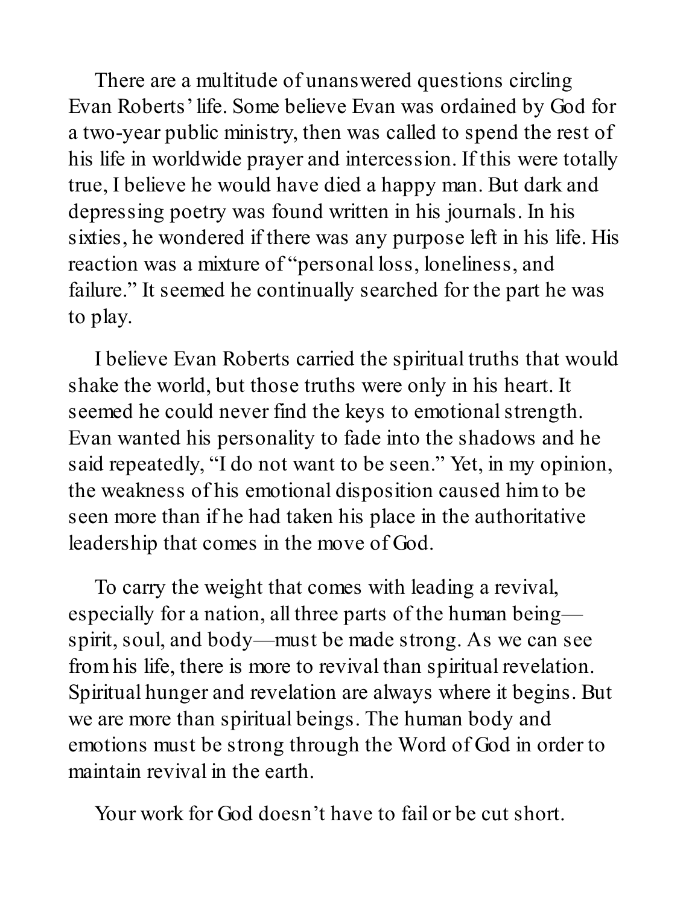There are a multitude of unanswered questions circling Evan Roberts' life. Some believe Evan was ordained by God for a two-year public ministry, then was called to spend the rest of his life in worldwide prayer and intercession. If this were totally true, I believe he would have died a happy man. But dark and depressing poetry was found written in his journals. In his sixties, he wondered if there was any purpose left in his life. His reaction was a mixture of "personal loss, loneliness, and failure." It seemed he continually searched for the part he was to play.

I believe Evan Roberts carried the spiritual truths that would shake the world, but those truths were only in his heart. It seemed he could never find the keys to emotional strength. Evan wanted his personality to fade into the shadows and he said repeatedly, "I do not want to be seen." Yet, in my opinion, the weakness of his emotional disposition caused him to be seen more than if he had taken his place in the authoritative leadership that comes in the move of God.

To carry the weight that comes with leading a revival, especially for a nation, all three parts of the human being—spirit, soul, and body—must be made strong. As we can see from his life, there is more to revival than spiritual revelation. Spiritual hunger and revelation are always where it begins. But we are more than spiritual beings. The human body and emotions must be strong through the Word of God in order to maintain revival in the earth.

Your work for God doesn't have to fail or be cut short.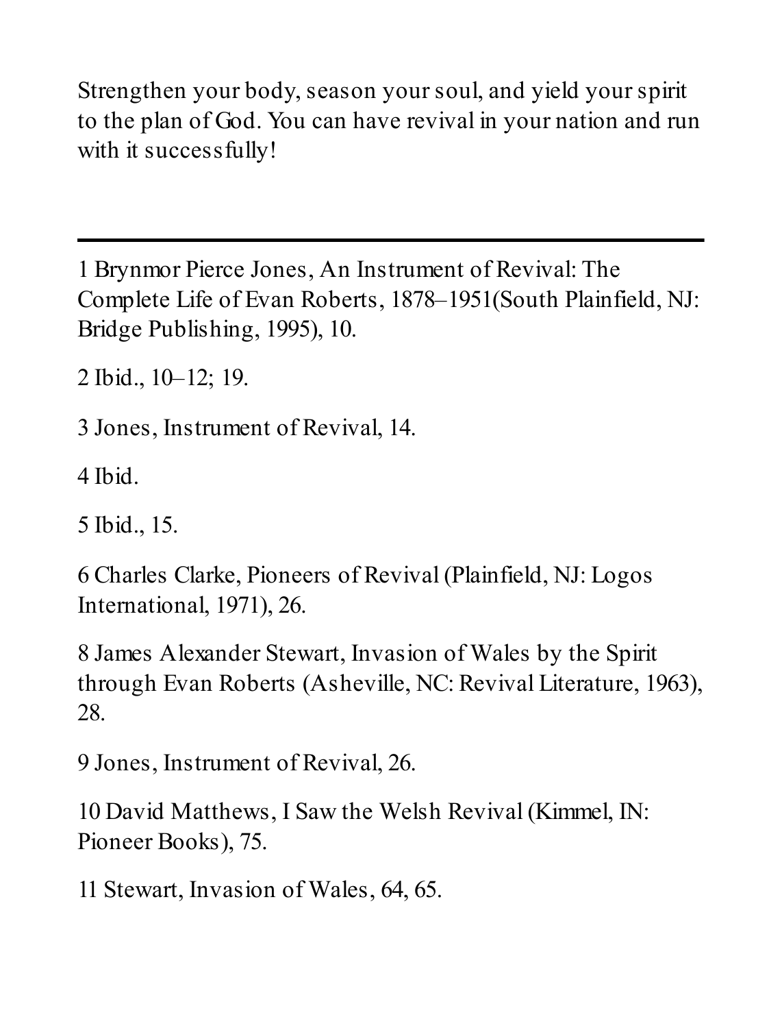Strengthen your body, season your soul, and yield your spirit to the plan of God. You can have revival in your nation and run with it successfully!

---

1 Brynmor Pierce Jones, An Instrument of Revival: The Complete Life of Evan Roberts, 1878–1951(South Plainfield, NJ: Bridge Publishing, 1995), 10.

2 Ibid., 10–12; 19.

3 Jones, Instrument of Revival, 14.

4 Ibid.

5 Ibid., 15.

6 Charles Clarke, Pioneers of Revival (Plainfield, NJ: Logos International, 1971), 26.

8 James Alexander Stewart, Invasion of Wales by the Spirit through Evan Roberts (Asheville, NC: Revival Literature, 1963), 28.

9 Jones, Instrument of Revival, 26.

10 David Matthews, I Saw the Welsh Revival (Kimmel, IN: Pioneer Books), 75.

11 Stewart, Invasion of Wales, 64, 65.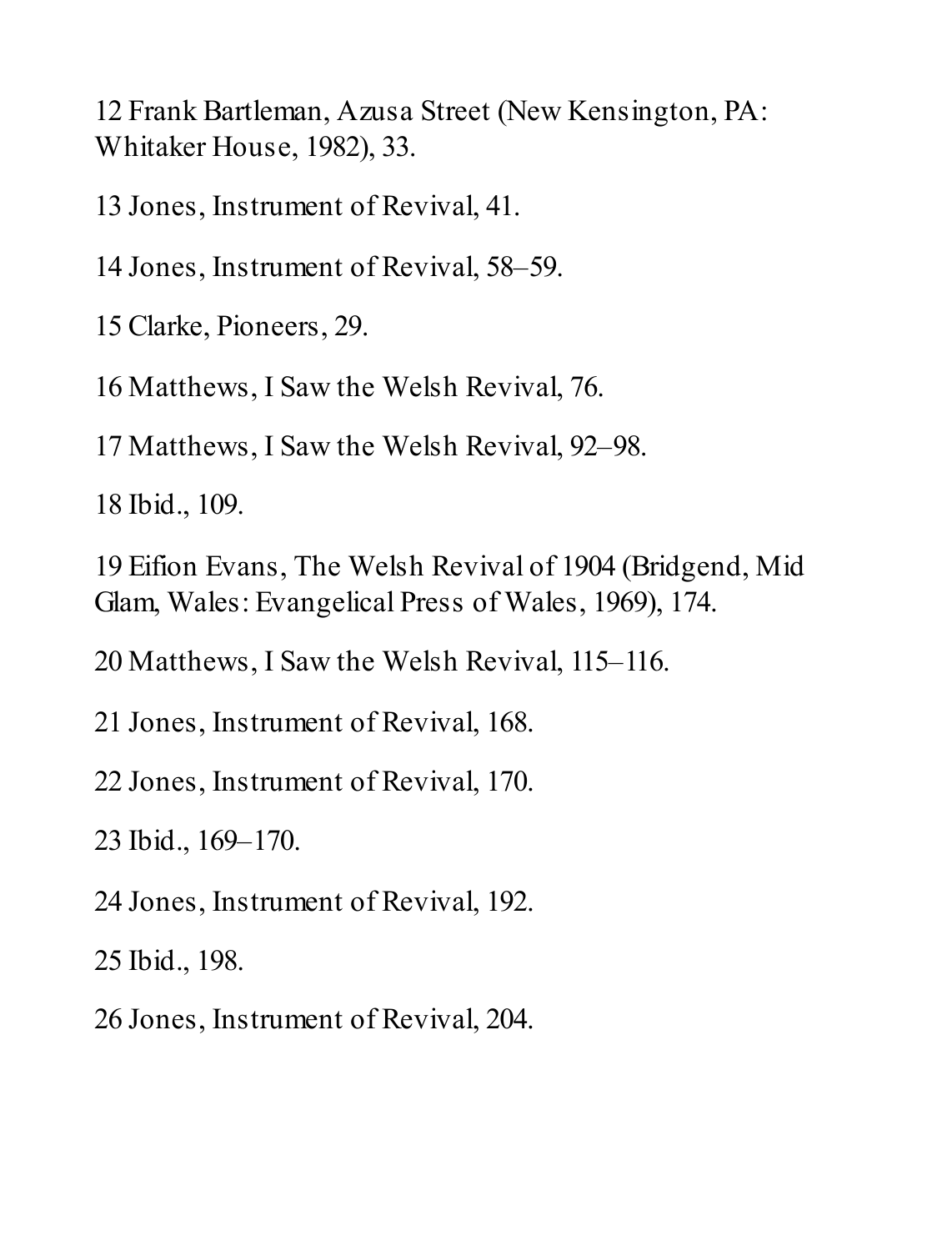12 Frank Bartleman, Azusa Street (New Kensington, PA: Whitaker House, 1982), 33.

13 Jones, Instrument of Revival, 41.

14 Jones, Instrument of Revival, 58–59.

15 Clarke, Pioneers, 29.

16 Matthews, I Saw the Welsh Revival, 76.

17 Matthews, I Saw the Welsh Revival, 92–98.

18 Ibid., 109.

19 Eifion Evans, The Welsh Revival of 1904 (Bridgend, Mid Glam, Wales: Evangelical Press of Wales, 1969), 174.

20 Matthews, I Saw the Welsh Revival, 115–116.

21 Jones, Instrument of Revival, 168.

22 Jones, Instrument of Revival, 170.

23 Ibid., 169–170.

24 Jones, Instrument of Revival, 192.

25 Ibid., 198.

26 Jones, Instrument of Revival, 204.